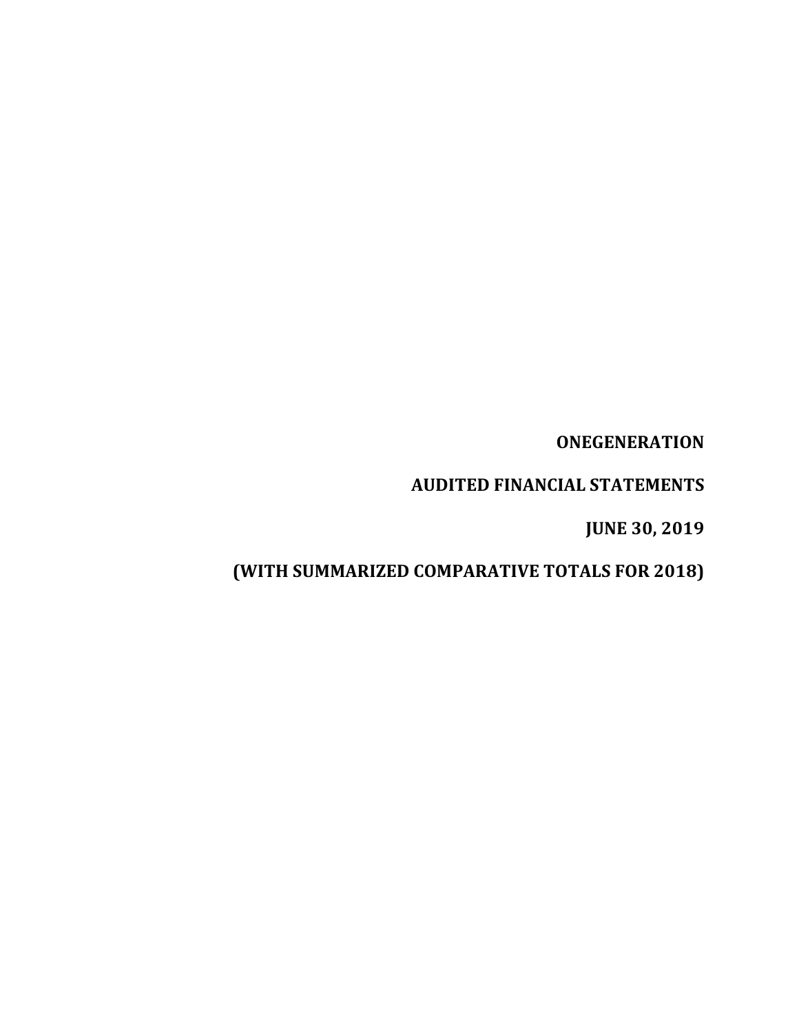**ONEGENERATION**

**AUDITED FINANCIAL STATEMENTS**

**JUNE 30, 2019**

**(WITH SUMMARIZED COMPARATIVE TOTALS FOR 2018)**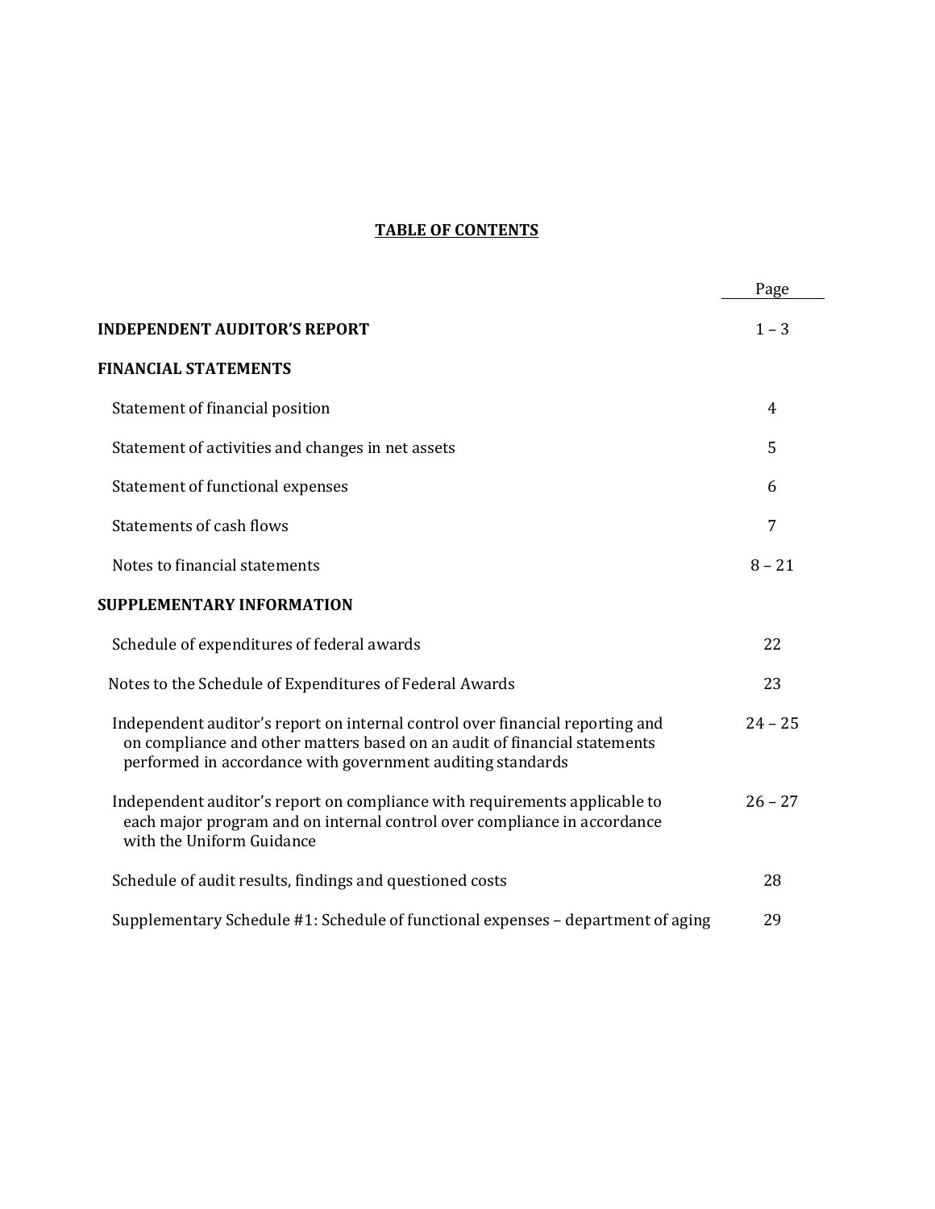# TABLE OF CONTENTS

| | Page |
|---|---|
| **INDEPENDENT AUDITOR'S REPORT** | 1 – 3 |
| **FINANCIAL STATEMENTS** | |
| Statement of financial position | 4 |
| Statement of activities and changes in net assets | 5 |
| Statement of functional expenses | 6 |
| Statements of cash flows | 7 |
| Notes to financial statements | 8 – 21 |
| **SUPPLEMENTARY INFORMATION** | |
| Schedule of expenditures of federal awards | 22 |
| Notes to the Schedule of Expenditures of Federal Awards | 23 |
| Independent auditor's report on internal control over financial reporting and on compliance and other matters based on an audit of financial statements performed in accordance with government auditing standards | 24 – 25 |
| Independent auditor's report on compliance with requirements applicable to each major program and on internal control over compliance in accordance with the Uniform Guidance | 26 – 27 |
| Schedule of audit results, findings and questioned costs | 28 |
| Supplementary Schedule #1: Schedule of functional expenses – department of aging | 29 |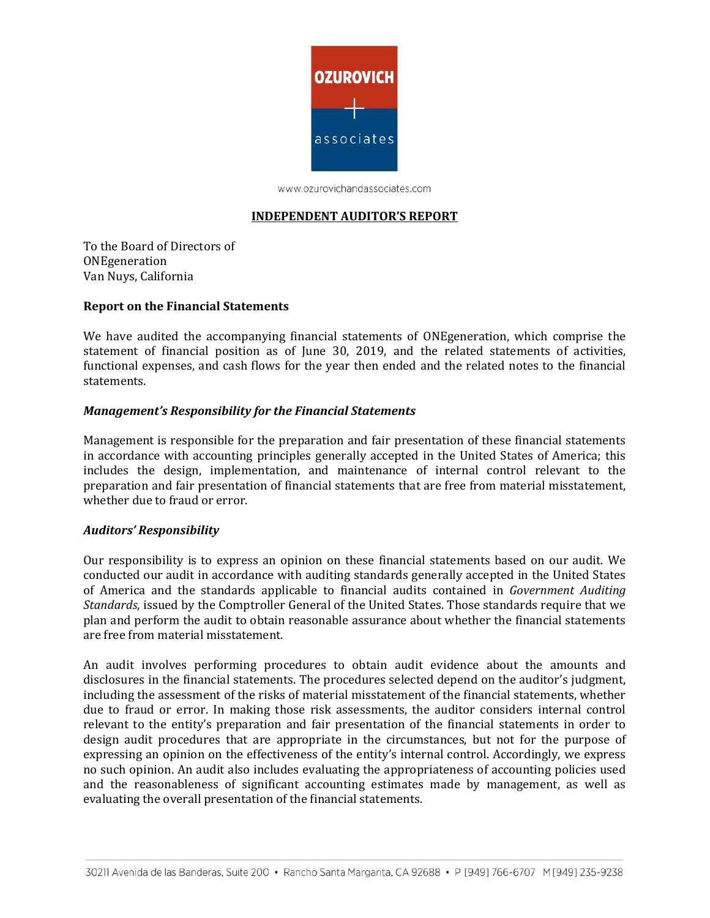www.ozurovichandassociates.com

## INDEPENDENT AUDITOR'S REPORT

To the Board of Directors of
ONEgeneration
Van Nuys, California

### Report on the Financial Statements

We have audited the accompanying financial statements of ONEgeneration, which comprise the statement of financial position as of June 30, 2019, and the related statements of activities, functional expenses, and cash flows for the year then ended and the related notes to the financial statements.

#### *Management's Responsibility for the Financial Statements*

Management is responsible for the preparation and fair presentation of these financial statements in accordance with accounting principles generally accepted in the United States of America; this includes the design, implementation, and maintenance of internal control relevant to the preparation and fair presentation of financial statements that are free from material misstatement, whether due to fraud or error.

#### *Auditors' Responsibility*

Our responsibility is to express an opinion on these financial statements based on our audit. We conducted our audit in accordance with auditing standards generally accepted in the United States of America and the standards applicable to financial audits contained in *Government Auditing Standards*, issued by the Comptroller General of the United States. Those standards require that we plan and perform the audit to obtain reasonable assurance about whether the financial statements are free from material misstatement.

An audit involves performing procedures to obtain audit evidence about the amounts and disclosures in the financial statements. The procedures selected depend on the auditor's judgment, including the assessment of the risks of material misstatement of the financial statements, whether due to fraud or error. In making those risk assessments, the auditor considers internal control relevant to the entity's preparation and fair presentation of the financial statements in order to design audit procedures that are appropriate in the circumstances, but not for the purpose of expressing an opinion on the effectiveness of the entity's internal control. Accordingly, we express no such opinion. An audit also includes evaluating the appropriateness of accounting policies used and the reasonableness of significant accounting estimates made by management, as well as evaluating the overall presentation of the financial statements.

30211 Avenida de las Banderas, Suite 200 • Rancho Santa Margarita, CA 92688 • P [949] 766-6707 M [949] 235-9238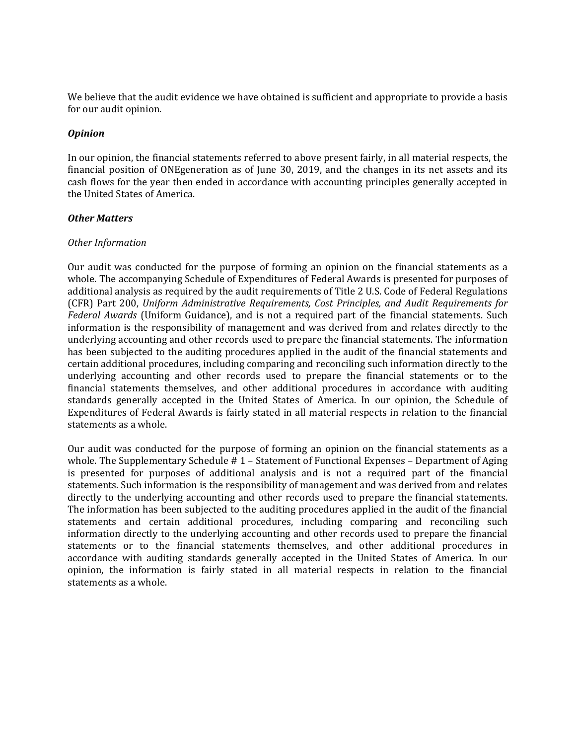We believe that the audit evidence we have obtained is sufficient and appropriate to provide a basis for our audit opinion.

***Opinion***

In our opinion, the financial statements referred to above present fairly, in all material respects, the financial position of ONEgeneration as of June 30, 2019, and the changes in its net assets and its cash flows for the year then ended in accordance with accounting principles generally accepted in the United States of America.

***Other Matters***

*Other Information*

Our audit was conducted for the purpose of forming an opinion on the financial statements as a whole. The accompanying Schedule of Expenditures of Federal Awards is presented for purposes of additional analysis as required by the audit requirements of Title 2 U.S. Code of Federal Regulations (CFR) Part 200, *Uniform Administrative Requirements, Cost Principles, and Audit Requirements for Federal Awards* (Uniform Guidance), and is not a required part of the financial statements. Such information is the responsibility of management and was derived from and relates directly to the underlying accounting and other records used to prepare the financial statements. The information has been subjected to the auditing procedures applied in the audit of the financial statements and certain additional procedures, including comparing and reconciling such information directly to the underlying accounting and other records used to prepare the financial statements or to the financial statements themselves, and other additional procedures in accordance with auditing standards generally accepted in the United States of America. In our opinion, the Schedule of Expenditures of Federal Awards is fairly stated in all material respects in relation to the financial statements as a whole.

Our audit was conducted for the purpose of forming an opinion on the financial statements as a whole. The Supplementary Schedule # 1 – Statement of Functional Expenses – Department of Aging is presented for purposes of additional analysis and is not a required part of the financial statements. Such information is the responsibility of management and was derived from and relates directly to the underlying accounting and other records used to prepare the financial statements. The information has been subjected to the auditing procedures applied in the audit of the financial statements and certain additional procedures, including comparing and reconciling such information directly to the underlying accounting and other records used to prepare the financial statements or to the financial statements themselves, and other additional procedures in accordance with auditing standards generally accepted in the United States of America. In our opinion, the information is fairly stated in all material respects in relation to the financial statements as a whole.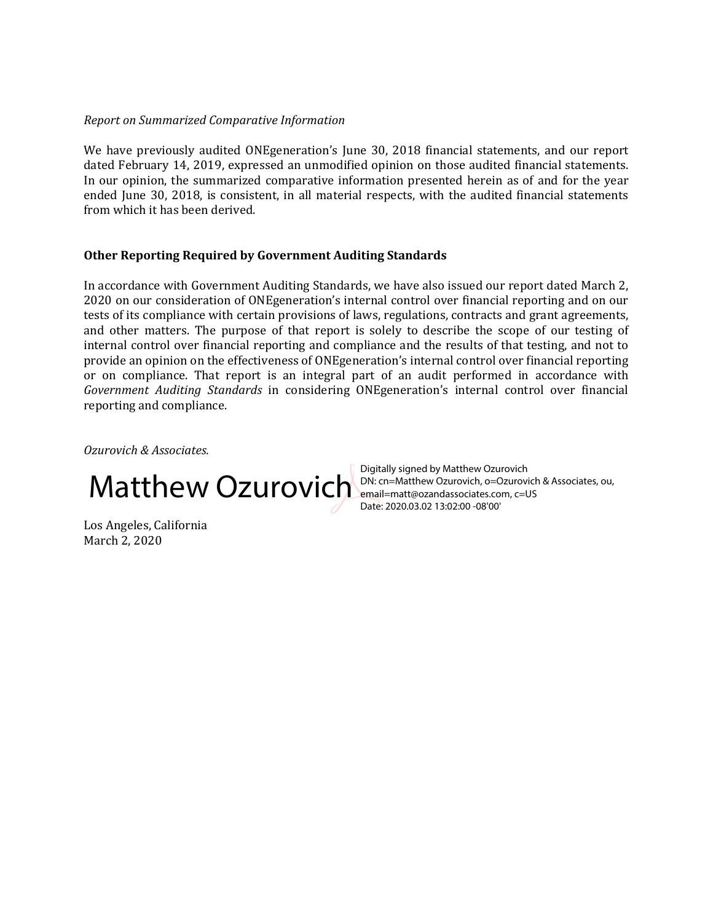*Report on Summarized Comparative Information*

We have previously audited ONEgeneration's June 30, 2018 financial statements, and our report dated February 14, 2019, expressed an unmodified opinion on those audited financial statements. In our opinion, the summarized comparative information presented herein as of and for the year ended June 30, 2018, is consistent, in all material respects, with the audited financial statements from which it has been derived.

**Other Reporting Required by Government Auditing Standards**

In accordance with Government Auditing Standards, we have also issued our report dated March 2, 2020 on our consideration of ONEgeneration's internal control over financial reporting and on our tests of its compliance with certain provisions of laws, regulations, contracts and grant agreements, and other matters. The purpose of that report is solely to describe the scope of our testing of internal control over financial reporting and compliance and the results of that testing, and not to provide an opinion on the effectiveness of ONEgeneration's internal control over financial reporting or on compliance. That report is an integral part of an audit performed in accordance with *Government Auditing Standards* in considering ONEgeneration's internal control over financial reporting and compliance.

*Ozurovich & Associates.*

Matthew Ozurovich

Digitally signed by Matthew Ozurovich
DN: cn=Matthew Ozurovich, o=Ozurovich & Associates, ou, email=matt@ozandassociates.com, c=US
Date: 2020.03.02 13:02:00 -08'00'

Los Angeles, California
March 2, 2020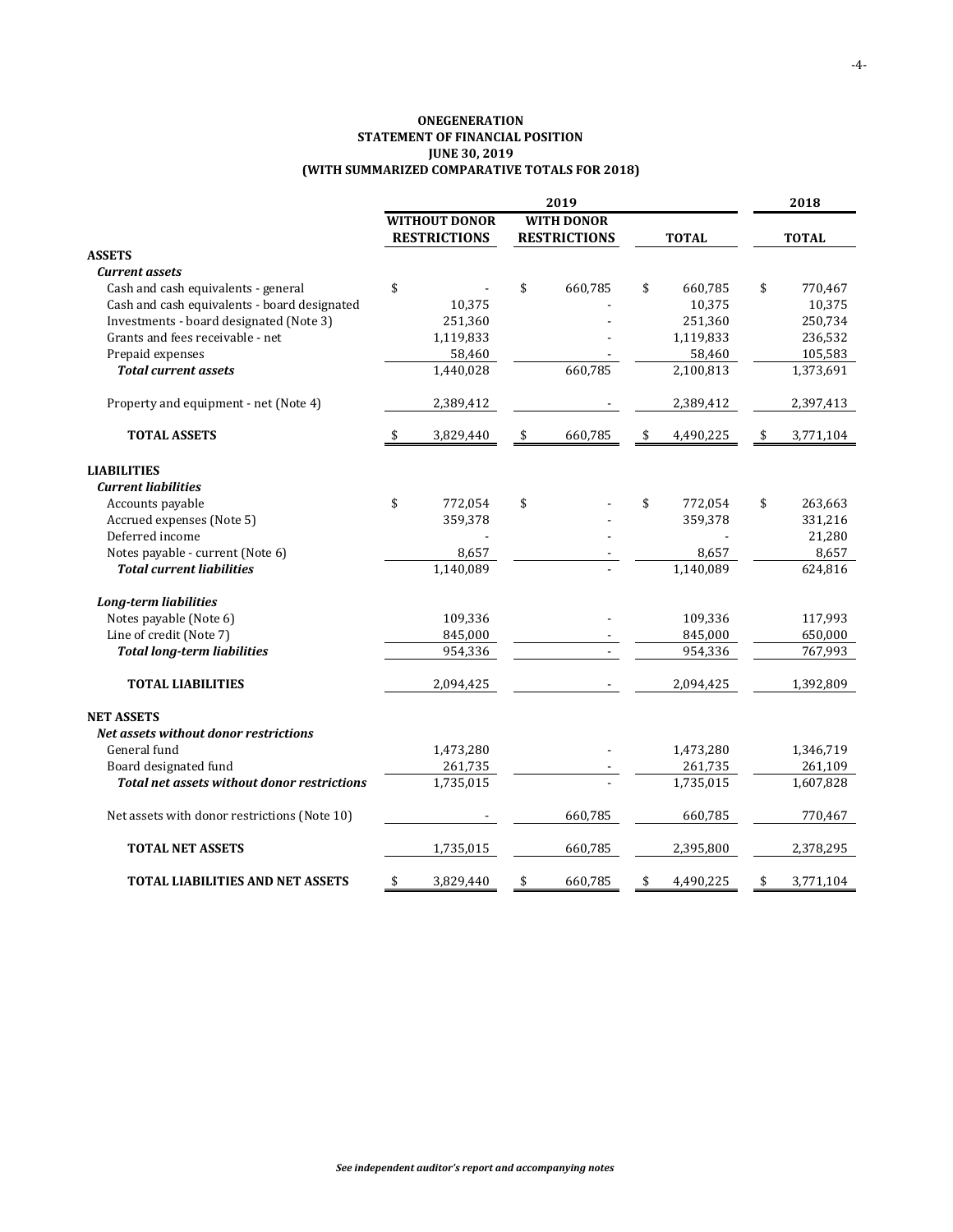**ONEGENERATION**
**STATEMENT OF FINANCIAL POSITION**
**JUNE 30, 2019**
**(WITH SUMMARIZED COMPARATIVE TOTALS FOR 2018)**

| | 2019 | | | 2018 |
|---|---|---|---|---|
| | **WITHOUT DONOR RESTRICTIONS** | **WITH DONOR RESTRICTIONS** | **TOTAL** | **TOTAL** |
| **ASSETS** | | | | |
| ***Current assets*** | | | | |
| Cash and cash equivalents - general | $ - | $ 660,785 | $ 660,785 | $ 770,467 |
| Cash and cash equivalents - board designated | 10,375 | - | 10,375 | 10,375 |
| Investments - board designated (Note 3) | 251,360 | - | 251,360 | 250,734 |
| Grants and fees receivable - net | 1,119,833 | - | 1,119,833 | 236,532 |
| Prepaid expenses | 58,460 | - | 58,460 | 105,583 |
| ***Total current assets*** | 1,440,028 | 660,785 | 2,100,813 | 1,373,691 |
| Property and equipment - net (Note 4) | 2,389,412 | - | 2,389,412 | 2,397,413 |
| **TOTAL ASSETS** | $ 3,829,440 | $ 660,785 | $ 4,490,225 | $ 3,771,104 |
| **LIABILITIES** | | | | |
| ***Current liabilities*** | | | | |
| Accounts payable | $ 772,054 | $ - | $ 772,054 | $ 263,663 |
| Accrued expenses (Note 5) | 359,378 | - | 359,378 | 331,216 |
| Deferred income | - | - | - | 21,280 |
| Notes payable - current (Note 6) | 8,657 | - | 8,657 | 8,657 |
| ***Total current liabilities*** | 1,140,089 | - | 1,140,089 | 624,816 |
| ***Long-term liabilities*** | | | | |
| Notes payable (Note 6) | 109,336 | - | 109,336 | 117,993 |
| Line of credit (Note 7) | 845,000 | - | 845,000 | 650,000 |
| ***Total long-term liabilities*** | 954,336 | - | 954,336 | 767,993 |
| **TOTAL LIABILITIES** | 2,094,425 | - | 2,094,425 | 1,392,809 |
| **NET ASSETS** | | | | |
| ***Net assets without donor restrictions*** | | | | |
| General fund | 1,473,280 | - | 1,473,280 | 1,346,719 |
| Board designated fund | 261,735 | - | 261,735 | 261,109 |
| ***Total net assets without donor restrictions*** | 1,735,015 | - | 1,735,015 | 1,607,828 |
| Net assets with donor restrictions (Note 10) | - | 660,785 | 660,785 | 770,467 |
| **TOTAL NET ASSETS** | 1,735,015 | 660,785 | 2,395,800 | 2,378,295 |
| **TOTAL LIABILITIES AND NET ASSETS** | $ 3,829,440 | $ 660,785 | $ 4,490,225 | $ 3,771,104 |

*See independent auditor's report and accompanying notes*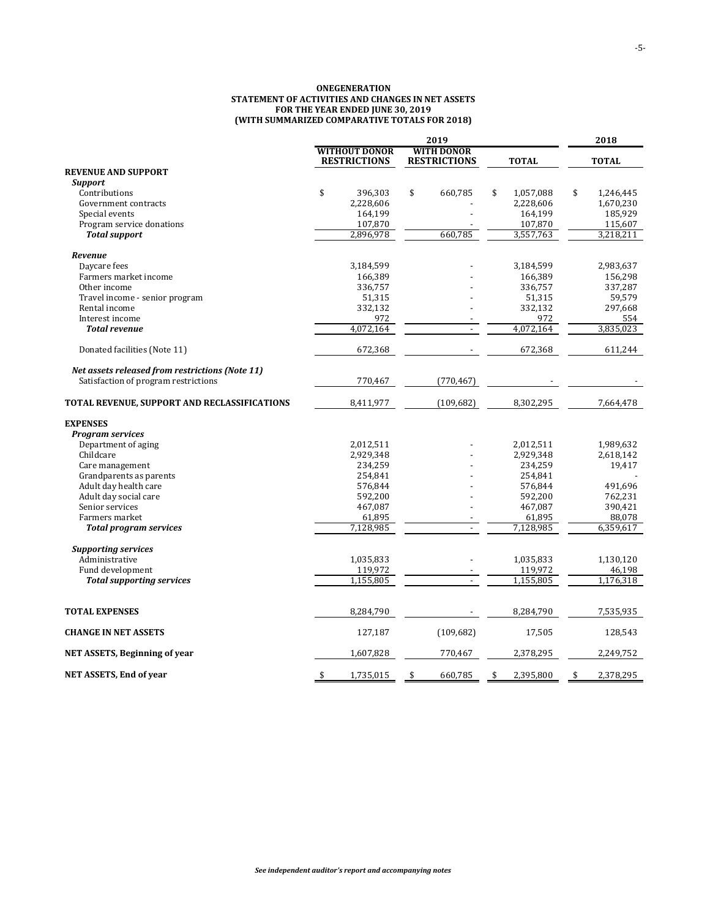# ONEGENERATION
## STATEMENT OF ACTIVITIES AND CHANGES IN NET ASSETS
### FOR THE YEAR ENDED JUNE 30, 2019
### (WITH SUMMARIZED COMPARATIVE TOTALS FOR 2018)

| | 2019 | | | 2018 |
|---|---|---|---|---|
| | WITHOUT DONOR RESTRICTIONS | WITH DONOR RESTRICTIONS | TOTAL | TOTAL |
| **REVENUE AND SUPPORT** | | | | |
| ***Support*** | | | | |
| Contributions | $ 396,303 | $ 660,785 | $ 1,057,088 | $ 1,246,445 |
| Government contracts | 2,228,606 | - | 2,228,606 | 1,670,230 |
| Special events | 164,199 | - | 164,199 | 185,929 |
| Program service donations | 107,870 | - | 107,870 | 115,607 |
| ***Total support*** | 2,896,978 | 660,785 | 3,557,763 | 3,218,211 |
| ***Revenue*** | | | | |
| Daycare fees | 3,184,599 | - | 3,184,599 | 2,983,637 |
| Farmers market income | 166,389 | - | 166,389 | 156,298 |
| Other income | 336,757 | - | 336,757 | 337,287 |
| Travel income - senior program | 51,315 | - | 51,315 | 59,579 |
| Rental income | 332,132 | - | 332,132 | 297,668 |
| Interest income | 972 | - | 972 | 554 |
| ***Total revenue*** | 4,072,164 | - | 4,072,164 | 3,835,023 |
| Donated facilities (Note 11) | 672,368 | - | 672,368 | 611,244 |
| ***Net assets released from restrictions (Note 11)*** | | | | |
| Satisfaction of program restrictions | 770,467 | (770,467) | - | - |
| **TOTAL REVENUE, SUPPORT AND RECLASSIFICATIONS** | 8,411,977 | (109,682) | 8,302,295 | 7,664,478 |
| **EXPENSES** | | | | |
| ***Program services*** | | | | |
| Department of aging | 2,012,511 | - | 2,012,511 | 1,989,632 |
| Childcare | 2,929,348 | - | 2,929,348 | 2,618,142 |
| Care management | 234,259 | - | 234,259 | 19,417 |
| Grandparents as parents | 254,841 | - | 254,841 | - |
| Adult day health care | 576,844 | - | 576,844 | 491,696 |
| Adult day social care | 592,200 | - | 592,200 | 762,231 |
| Senior services | 467,087 | - | 467,087 | 390,421 |
| Farmers market | 61,895 | - | 61,895 | 88,078 |
| ***Total program services*** | 7,128,985 | - | 7,128,985 | 6,359,617 |
| ***Supporting services*** | | | | |
| Administrative | 1,035,833 | - | 1,035,833 | 1,130,120 |
| Fund development | 119,972 | - | 119,972 | 46,198 |
| ***Total supporting services*** | 1,155,805 | - | 1,155,805 | 1,176,318 |
| **TOTAL EXPENSES** | 8,284,790 | - | 8,284,790 | 7,535,935 |
| **CHANGE IN NET ASSETS** | 127,187 | (109,682) | 17,505 | 128,543 |
| **NET ASSETS, Beginning of year** | 1,607,828 | 770,467 | 2,378,295 | 2,249,752 |
| **NET ASSETS, End of year** | $ 1,735,015 | $ 660,785 | $ 2,395,800 | $ 2,378,295 |

*See independent auditor's report and accompanying notes*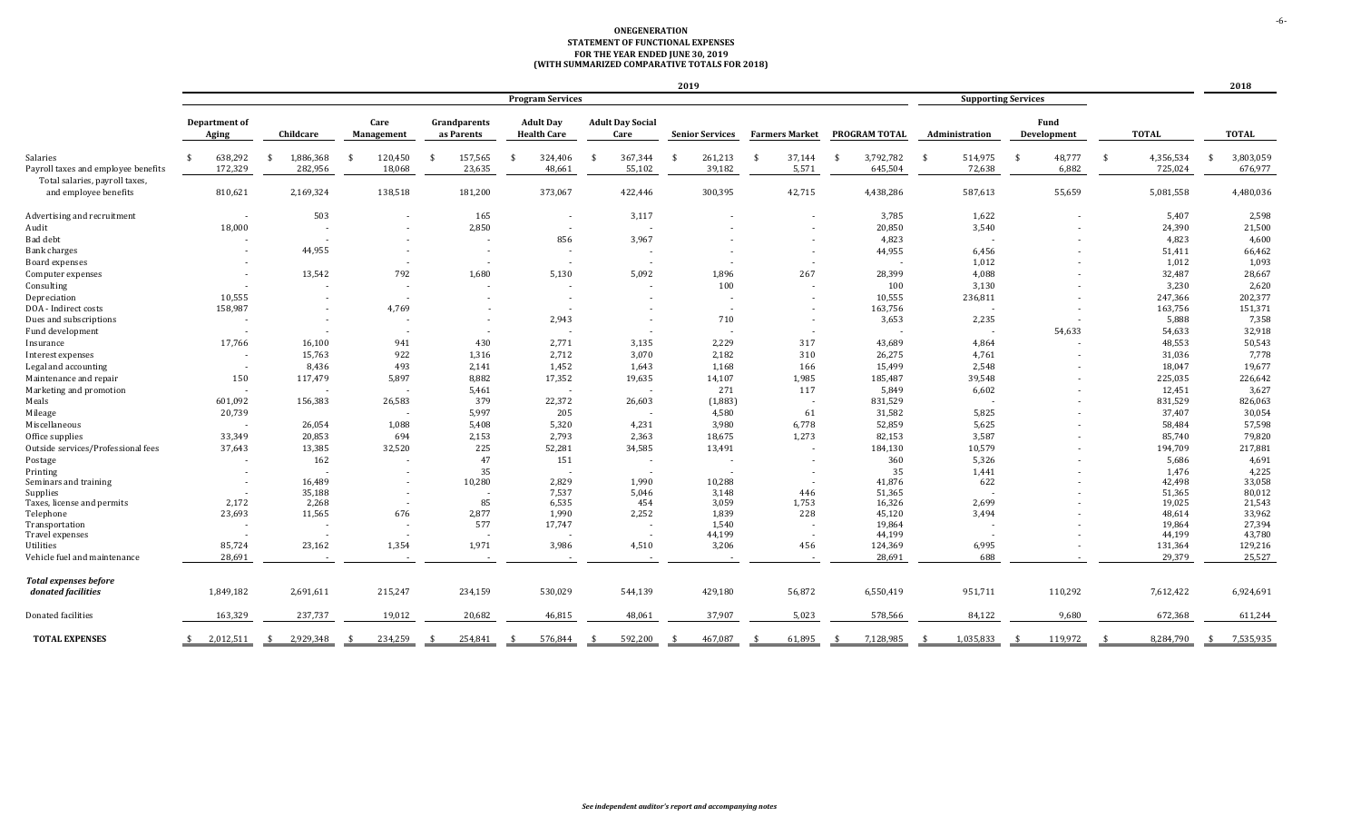# ONEGENERATION
## STATEMENT OF FUNCTIONAL EXPENSES
### FOR THE YEAR ENDED JUNE 30, 2019
### (WITH SUMMARIZED COMPARATIVE TOTALS FOR 2018)

| | 2019 | | | | | | | | | | | | 2018 |
|---|---|---|---|---|---|---|---|---|---|---|---|---|---|
| | Program Services | | | | | | | | | Supporting Services | | | |
| | Department of Aging | Childcare | Care Management | Grandparents as Parents | Adult Day Health Care | Adult Day Social Care | Senior Services | Farmers Market | PROGRAM TOTAL | Administration | Fund Development | TOTAL | TOTAL |
| Salaries | $ 638,292 | $ 1,886,368 | $ 120,450 | $ 157,565 | $ 324,406 | $ 367,344 | $ 261,213 | $ 37,144 | $ 3,792,782 | $ 514,975 | $ 48,777 | $ 4,356,534 | $ 3,803,059 |
| Payroll taxes and employee benefits | 172,329 | 282,956 | 18,068 | 23,635 | 48,661 | 55,102 | 39,182 | 5,571 | 645,504 | 72,638 | 6,882 | 725,024 | 676,977 |
| Total salaries, payroll taxes, and employee benefits | 810,621 | 2,169,324 | 138,518 | 181,200 | 373,067 | 422,446 | 300,395 | 42,715 | 4,438,286 | 587,613 | 55,659 | 5,081,558 | 4,480,036 |
| Advertising and recruitment | - | 503 | - | 165 | - | 3,117 | - | - | 3,785 | 1,622 | - | 5,407 | 2,598 |
| Audit | 18,000 | - | - | 2,850 | - | - | - | - | 20,850 | 3,540 | - | 24,390 | 21,500 |
| Bad debt | - | - | - | - | 856 | 3,967 | - | - | 4,823 | - | - | 4,823 | 4,600 |
| Bank charges | - | 44,955 | - | - | - | - | - | - | 44,955 | 6,456 | - | 51,411 | 66,462 |
| Board expenses | - | - | - | - | - | - | - | - | - | 1,012 | - | 1,012 | 1,093 |
| Computer expenses | - | 13,542 | 792 | 1,680 | 5,130 | 5,092 | 1,896 | 267 | 28,399 | 4,088 | - | 32,487 | 28,667 |
| Consulting | - | - | - | - | - | - | 100 | - | 100 | 3,130 | - | 3,230 | 2,620 |
| Depreciation | 10,555 | - | - | - | - | - | - | - | 10,555 | 236,811 | - | 247,366 | 202,377 |
| DOA - Indirect costs | 158,987 | - | 4,769 | - | - | - | - | - | 163,756 | - | - | 163,756 | 151,371 |
| Dues and subscriptions | - | - | - | - | 2,943 | - | 710 | - | 3,653 | 2,235 | - | 5,888 | 7,358 |
| Fund development | - | - | - | - | - | - | - | - | - | - | 54,633 | 54,633 | 32,918 |
| Insurance | 17,766 | 16,100 | 941 | 430 | 2,771 | 3,135 | 2,229 | 317 | 43,689 | 4,864 | - | 48,553 | 50,543 |
| Interest expenses | - | 15,763 | 922 | 1,316 | 2,712 | 3,070 | 2,182 | 310 | 26,275 | 4,761 | - | 31,036 | 7,778 |
| Legal and accounting | - | 8,436 | 493 | 2,141 | 1,452 | 1,643 | 1,168 | 166 | 15,499 | 2,548 | - | 18,047 | 19,677 |
| Maintenance and repair | 150 | 117,479 | 5,897 | 8,882 | 17,352 | 19,635 | 14,107 | 1,985 | 185,487 | 39,548 | - | 225,035 | 226,642 |
| Marketing and promotion | - | - | - | 5,461 | - | - | 271 | 117 | 5,849 | 6,602 | - | 12,451 | 3,627 |
| Meals | 601,092 | 156,383 | 26,583 | 379 | 22,372 | 26,603 | (1,883) | - | 831,529 | - | - | 831,529 | 826,063 |
| Mileage | 20,739 | - | - | 5,997 | 205 | - | 4,580 | 61 | 31,582 | 5,825 | - | 37,407 | 30,054 |
| Miscellaneous | - | 26,054 | 1,088 | 5,408 | 5,320 | 4,231 | 3,980 | 6,778 | 52,859 | 5,625 | - | 58,484 | 57,598 |
| Office supplies | 33,349 | 20,853 | 694 | 2,153 | 2,793 | 2,363 | 18,675 | 1,273 | 82,153 | 3,587 | - | 85,740 | 79,820 |
| Outside services/Professional fees | 37,643 | 13,385 | 32,520 | 225 | 52,281 | 34,585 | 13,491 | - | 184,130 | 10,579 | - | 194,709 | 217,881 |
| Postage | - | 162 | - | 47 | 151 | - | - | - | 360 | 5,326 | - | 5,686 | 4,691 |
| Printing | - | - | - | 35 | - | - | - | - | 35 | 1,441 | - | 1,476 | 4,225 |
| Seminars and training | - | 16,489 | - | 10,280 | 2,829 | 1,990 | 10,288 | - | 41,876 | 622 | - | 42,498 | 33,058 |
| Supplies | - | 35,188 | - | - | 7,537 | 5,046 | 3,148 | 446 | 51,365 | - | - | 51,365 | 80,012 |
| Taxes, license and permits | 2,172 | 2,268 | - | 85 | 6,535 | 454 | 3,059 | 1,753 | 16,326 | 2,699 | - | 19,025 | 21,543 |
| Telephone | 23,693 | 11,565 | 676 | 2,877 | 1,990 | 2,252 | 1,839 | 228 | 45,120 | 3,494 | - | 48,614 | 33,962 |
| Transportation | - | - | - | 577 | 17,747 | - | 1,540 | - | 19,864 | - | - | 19,864 | 27,394 |
| Travel expenses | - | - | - | - | - | - | 44,199 | - | 44,199 | - | - | 44,199 | 43,780 |
| Utilities | 85,724 | 23,162 | 1,354 | 1,971 | 3,986 | 4,510 | 3,206 | 456 | 124,369 | 6,995 | - | 131,364 | 129,216 |
| Vehicle fuel and maintenance | 28,691 | - | - | - | - | - | - | - | 28,691 | 688 | - | 29,379 | 25,527 |
| ***Total expenses before donated facilities*** | 1,849,182 | 2,691,611 | 215,247 | 234,159 | 530,029 | 544,139 | 429,180 | 56,872 | 6,550,419 | 951,711 | 110,292 | 7,612,422 | 6,924,691 |
| Donated facilities | 163,329 | 237,737 | 19,012 | 20,682 | 46,815 | 48,061 | 37,907 | 5,023 | 578,566 | 84,122 | 9,680 | 672,368 | 611,244 |
| **TOTAL EXPENSES** | $ 2,012,511 | $ 2,929,348 | $ 234,259 | $ 254,841 | $ 576,844 | $ 592,200 | $ 467,087 | $ 61,895 | $ 7,128,985 | $ 1,035,833 | $ 119,972 | $ 8,284,790 | $ 7,535,935 |

*See independent auditor's report and accompanying notes*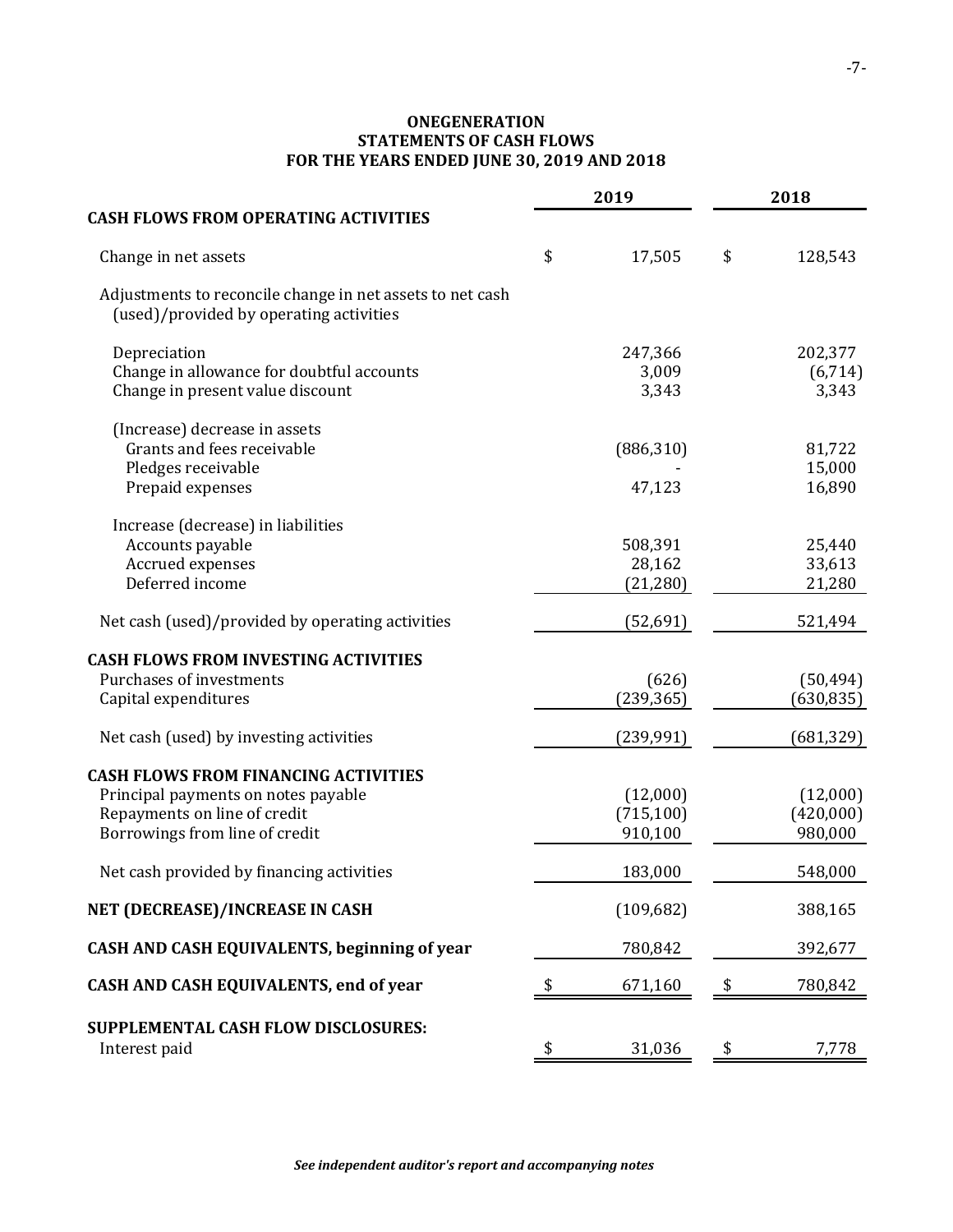# ONEGENERATION
## STATEMENTS OF CASH FLOWS
## FOR THE YEARS ENDED JUNE 30, 2019 AND 2018

| | 2019 | 2018 |
|---|---|---|
| **CASH FLOWS FROM OPERATING ACTIVITIES** | | |
| Change in net assets | $ 17,505 | $ 128,543 |
| Adjustments to reconcile change in net assets to net cash (used)/provided by operating activities | | |
| Depreciation | 247,366 | 202,377 |
| Change in allowance for doubtful accounts | 3,009 | (6,714) |
| Change in present value discount | 3,343 | 3,343 |
| (Increase) decrease in assets | | |
| Grants and fees receivable | (886,310) | 81,722 |
| Pledges receivable | - | 15,000 |
| Prepaid expenses | 47,123 | 16,890 |
| Increase (decrease) in liabilities | | |
| Accounts payable | 508,391 | 25,440 |
| Accrued expenses | 28,162 | 33,613 |
| Deferred income | (21,280) | 21,280 |
| Net cash (used)/provided by operating activities | (52,691) | 521,494 |
| **CASH FLOWS FROM INVESTING ACTIVITIES** | | |
| Purchases of investments | (626) | (50,494) |
| Capital expenditures | (239,365) | (630,835) |
| Net cash (used) by investing activities | (239,991) | (681,329) |
| **CASH FLOWS FROM FINANCING ACTIVITIES** | | |
| Principal payments on notes payable | (12,000) | (12,000) |
| Repayments on line of credit | (715,100) | (420,000) |
| Borrowings from line of credit | 910,100 | 980,000 |
| Net cash provided by financing activities | 183,000 | 548,000 |
| **NET (DECREASE)/INCREASE IN CASH** | (109,682) | 388,165 |
| **CASH AND CASH EQUIVALENTS, beginning of year** | 780,842 | 392,677 |
| **CASH AND CASH EQUIVALENTS, end of year** | $ 671,160 | $ 780,842 |
| **SUPPLEMENTAL CASH FLOW DISCLOSURES:** | | |
| Interest paid | $ 31,036 | $ 7,778 |

***See independent auditor's report and accompanying notes***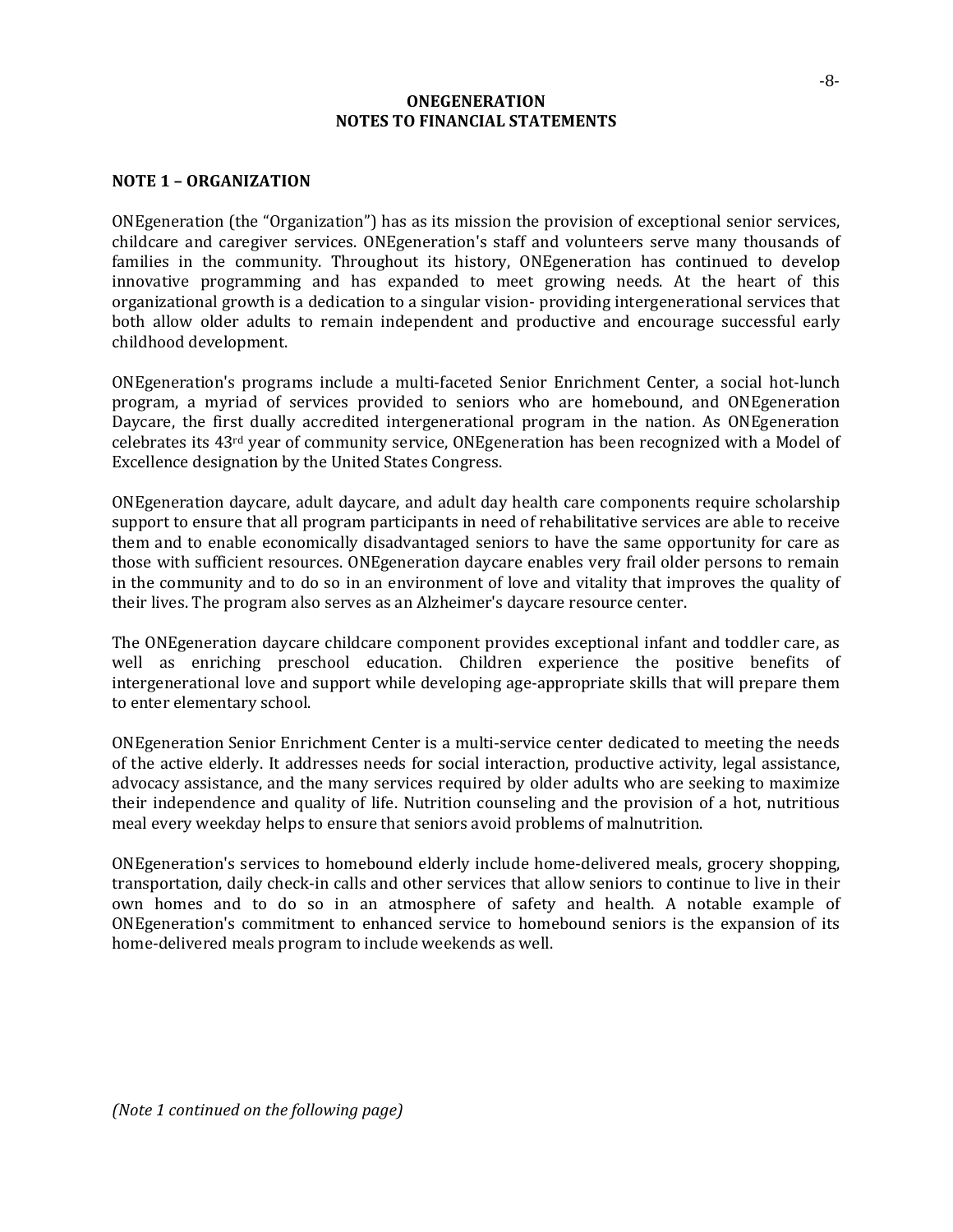# ONEGENERATION
## NOTES TO FINANCIAL STATEMENTS

### NOTE 1 – ORGANIZATION

ONEgeneration (the "Organization") has as its mission the provision of exceptional senior services, childcare and caregiver services. ONEgeneration's staff and volunteers serve many thousands of families in the community. Throughout its history, ONEgeneration has continued to develop innovative programming and has expanded to meet growing needs. At the heart of this organizational growth is a dedication to a singular vision- providing intergenerational services that both allow older adults to remain independent and productive and encourage successful early childhood development.

ONEgeneration's programs include a multi-faceted Senior Enrichment Center, a social hot-lunch program, a myriad of services provided to seniors who are homebound, and ONEgeneration Daycare, the first dually accredited intergenerational program in the nation. As ONEgeneration celebrates its 43rd year of community service, ONEgeneration has been recognized with a Model of Excellence designation by the United States Congress.

ONEgeneration daycare, adult daycare, and adult day health care components require scholarship support to ensure that all program participants in need of rehabilitative services are able to receive them and to enable economically disadvantaged seniors to have the same opportunity for care as those with sufficient resources. ONEgeneration daycare enables very frail older persons to remain in the community and to do so in an environment of love and vitality that improves the quality of their lives. The program also serves as an Alzheimer's daycare resource center.

The ONEgeneration daycare childcare component provides exceptional infant and toddler care, as well as enriching preschool education. Children experience the positive benefits of intergenerational love and support while developing age-appropriate skills that will prepare them to enter elementary school.

ONEgeneration Senior Enrichment Center is a multi-service center dedicated to meeting the needs of the active elderly. It addresses needs for social interaction, productive activity, legal assistance, advocacy assistance, and the many services required by older adults who are seeking to maximize their independence and quality of life. Nutrition counseling and the provision of a hot, nutritious meal every weekday helps to ensure that seniors avoid problems of malnutrition.

ONEgeneration's services to homebound elderly include home-delivered meals, grocery shopping, transportation, daily check-in calls and other services that allow seniors to continue to live in their own homes and to do so in an atmosphere of safety and health. A notable example of ONEgeneration's commitment to enhanced service to homebound seniors is the expansion of its home-delivered meals program to include weekends as well.

*(Note 1 continued on the following page)*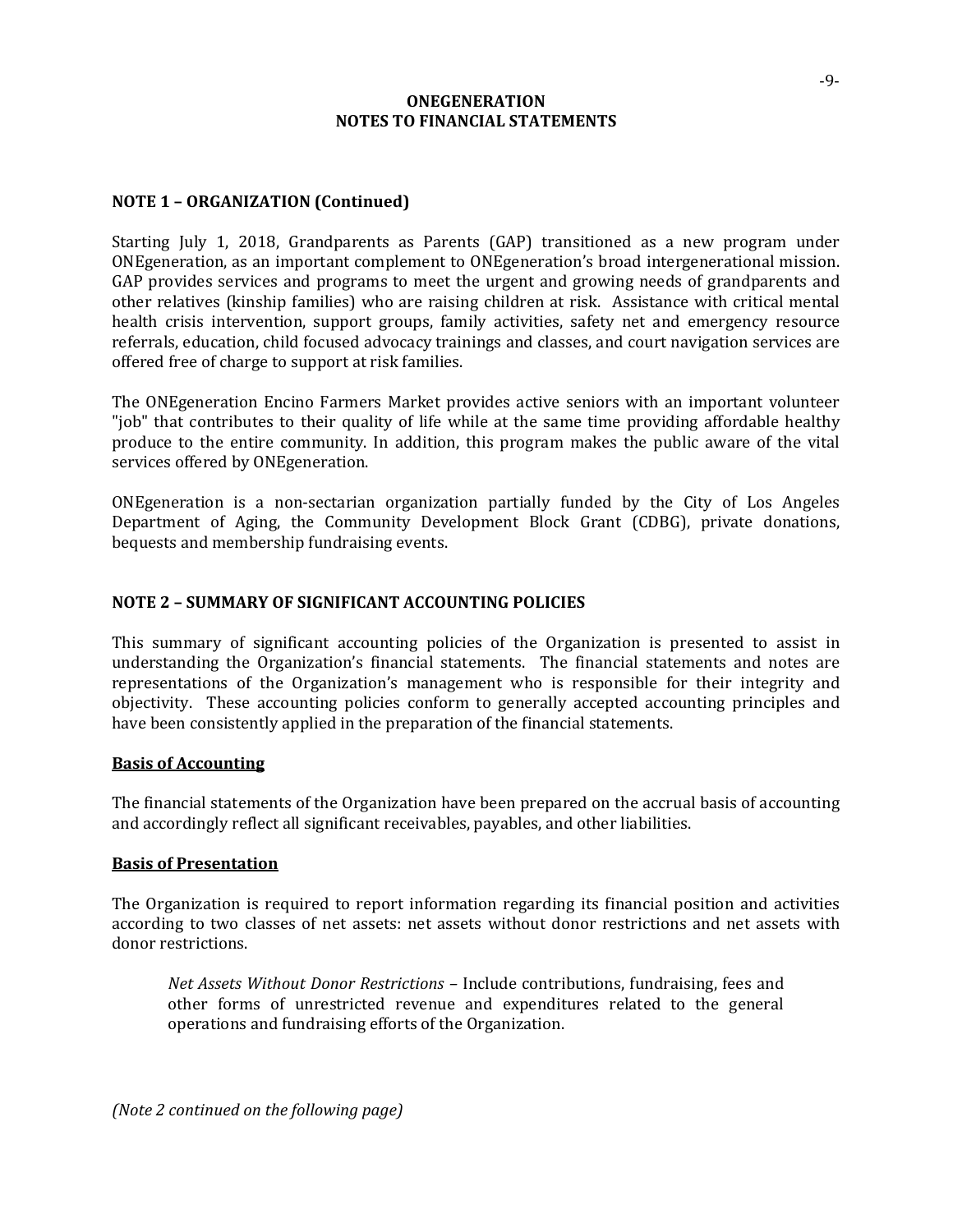# ONEGENERATION
# NOTES TO FINANCIAL STATEMENTS

## NOTE 1 – ORGANIZATION (Continued)

Starting July 1, 2018, Grandparents as Parents (GAP) transitioned as a new program under ONEgeneration, as an important complement to ONEgeneration's broad intergenerational mission. GAP provides services and programs to meet the urgent and growing needs of grandparents and other relatives (kinship families) who are raising children at risk. Assistance with critical mental health crisis intervention, support groups, family activities, safety net and emergency resource referrals, education, child focused advocacy trainings and classes, and court navigation services are offered free of charge to support at risk families.

The ONEgeneration Encino Farmers Market provides active seniors with an important volunteer "job" that contributes to their quality of life while at the same time providing affordable healthy produce to the entire community. In addition, this program makes the public aware of the vital services offered by ONEgeneration.

ONEgeneration is a non-sectarian organization partially funded by the City of Los Angeles Department of Aging, the Community Development Block Grant (CDBG), private donations, bequests and membership fundraising events.

## NOTE 2 – SUMMARY OF SIGNIFICANT ACCOUNTING POLICIES

This summary of significant accounting policies of the Organization is presented to assist in understanding the Organization's financial statements. The financial statements and notes are representations of the Organization's management who is responsible for their integrity and objectivity. These accounting policies conform to generally accepted accounting principles and have been consistently applied in the preparation of the financial statements.

### Basis of Accounting

The financial statements of the Organization have been prepared on the accrual basis of accounting and accordingly reflect all significant receivables, payables, and other liabilities.

### Basis of Presentation

The Organization is required to report information regarding its financial position and activities according to two classes of net assets: net assets without donor restrictions and net assets with donor restrictions.

> *Net Assets Without Donor Restrictions* – Include contributions, fundraising, fees and other forms of unrestricted revenue and expenditures related to the general operations and fundraising efforts of the Organization.

*(Note 2 continued on the following page)*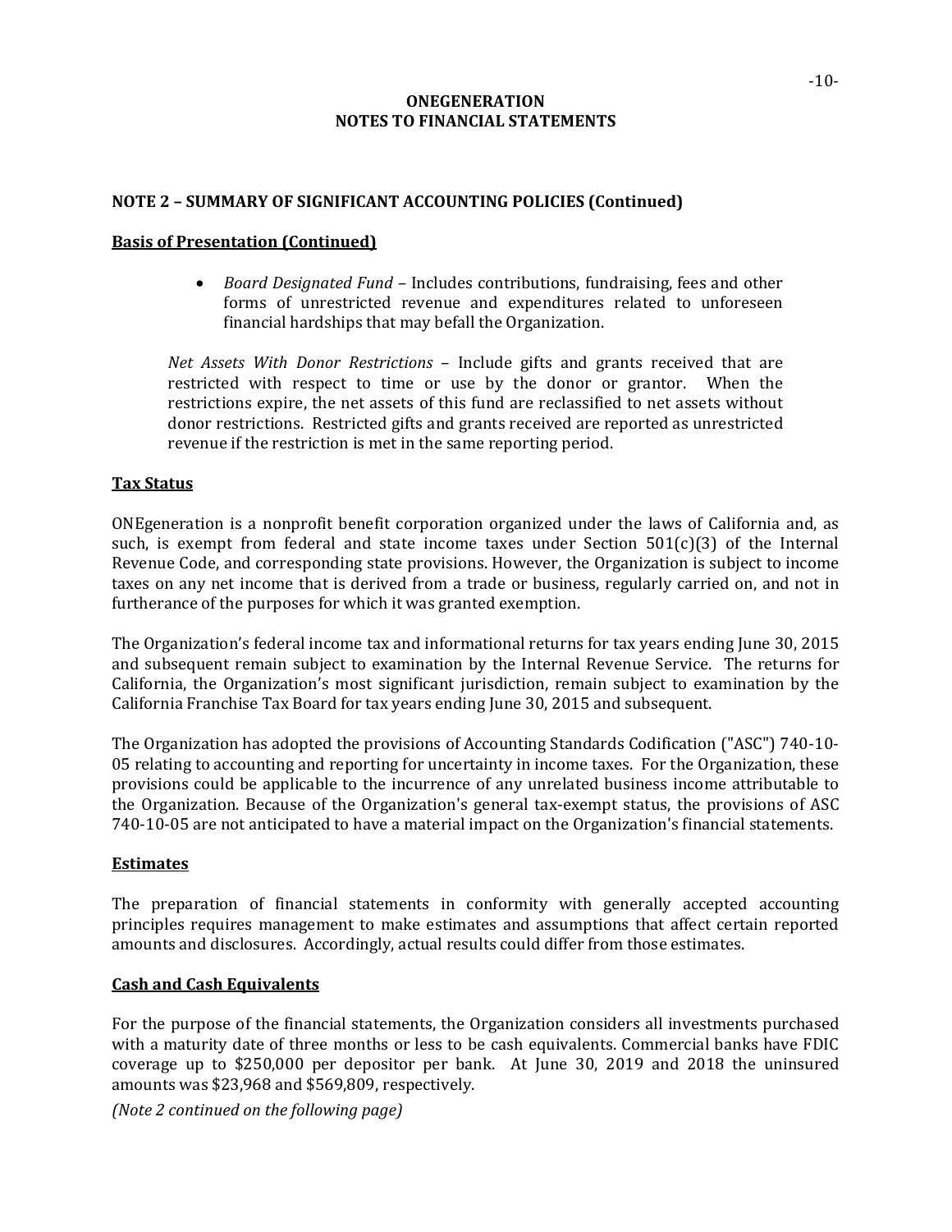**ONEGENERATION**
**NOTES TO FINANCIAL STATEMENTS**

## NOTE 2 – SUMMARY OF SIGNIFICANT ACCOUNTING POLICIES (Continued)

### Basis of Presentation (Continued)

- *Board Designated Fund* – Includes contributions, fundraising, fees and other forms of unrestricted revenue and expenditures related to unforeseen financial hardships that may befall the Organization.

*Net Assets With Donor Restrictions* – Include gifts and grants received that are restricted with respect to time or use by the donor or grantor. When the restrictions expire, the net assets of this fund are reclassified to net assets without donor restrictions. Restricted gifts and grants received are reported as unrestricted revenue if the restriction is met in the same reporting period.

### Tax Status

ONEgeneration is a nonprofit benefit corporation organized under the laws of California and, as such, is exempt from federal and state income taxes under Section 501(c)(3) of the Internal Revenue Code, and corresponding state provisions. However, the Organization is subject to income taxes on any net income that is derived from a trade or business, regularly carried on, and not in furtherance of the purposes for which it was granted exemption.

The Organization's federal income tax and informational returns for tax years ending June 30, 2015 and subsequent remain subject to examination by the Internal Revenue Service. The returns for California, the Organization's most significant jurisdiction, remain subject to examination by the California Franchise Tax Board for tax years ending June 30, 2015 and subsequent.

The Organization has adopted the provisions of Accounting Standards Codification ("ASC") 740-10-05 relating to accounting and reporting for uncertainty in income taxes. For the Organization, these provisions could be applicable to the incurrence of any unrelated business income attributable to the Organization. Because of the Organization's general tax-exempt status, the provisions of ASC 740-10-05 are not anticipated to have a material impact on the Organization's financial statements.

### Estimates

The preparation of financial statements in conformity with generally accepted accounting principles requires management to make estimates and assumptions that affect certain reported amounts and disclosures. Accordingly, actual results could differ from those estimates.

### Cash and Cash Equivalents

For the purpose of the financial statements, the Organization considers all investments purchased with a maturity date of three months or less to be cash equivalents. Commercial banks have FDIC coverage up to $250,000 per depositor per bank. At June 30, 2019 and 2018 the uninsured amounts was $23,968 and $569,809, respectively.

*(Note 2 continued on the following page)*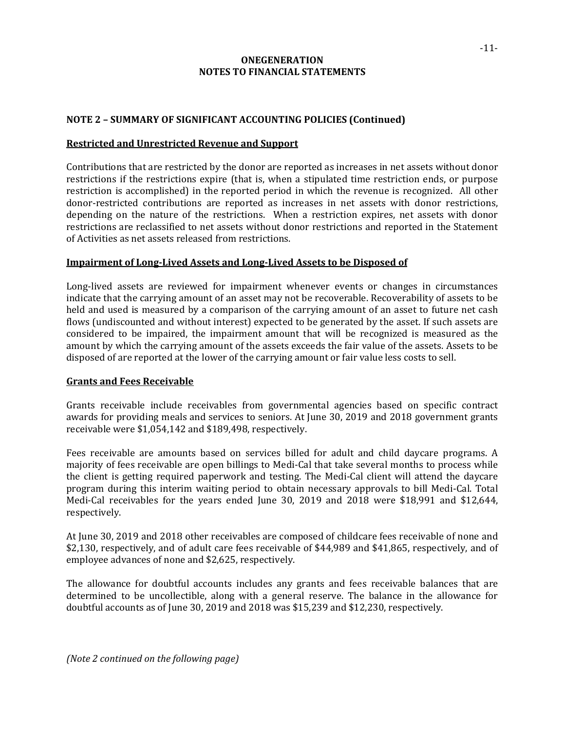**ONEGENERATION**
**NOTES TO FINANCIAL STATEMENTS**

## NOTE 2 – SUMMARY OF SIGNIFICANT ACCOUNTING POLICIES (Continued)

### Restricted and Unrestricted Revenue and Support

Contributions that are restricted by the donor are reported as increases in net assets without donor restrictions if the restrictions expire (that is, when a stipulated time restriction ends, or purpose restriction is accomplished) in the reported period in which the revenue is recognized. All other donor-restricted contributions are reported as increases in net assets with donor restrictions, depending on the nature of the restrictions. When a restriction expires, net assets with donor restrictions are reclassified to net assets without donor restrictions and reported in the Statement of Activities as net assets released from restrictions.

### Impairment of Long-Lived Assets and Long-Lived Assets to be Disposed of

Long-lived assets are reviewed for impairment whenever events or changes in circumstances indicate that the carrying amount of an asset may not be recoverable. Recoverability of assets to be held and used is measured by a comparison of the carrying amount of an asset to future net cash flows (undiscounted and without interest) expected to be generated by the asset. If such assets are considered to be impaired, the impairment amount that will be recognized is measured as the amount by which the carrying amount of the assets exceeds the fair value of the assets. Assets to be disposed of are reported at the lower of the carrying amount or fair value less costs to sell.

### Grants and Fees Receivable

Grants receivable include receivables from governmental agencies based on specific contract awards for providing meals and services to seniors. At June 30, 2019 and 2018 government grants receivable were $1,054,142 and $189,498, respectively.

Fees receivable are amounts based on services billed for adult and child daycare programs. A majority of fees receivable are open billings to Medi-Cal that take several months to process while the client is getting required paperwork and testing. The Medi-Cal client will attend the daycare program during this interim waiting period to obtain necessary approvals to bill Medi-Cal. Total Medi-Cal receivables for the years ended June 30, 2019 and 2018 were $18,991 and $12,644, respectively.

At June 30, 2019 and 2018 other receivables are composed of childcare fees receivable of none and $2,130, respectively, and of adult care fees receivable of $44,989 and $41,865, respectively, and of employee advances of none and $2,625, respectively.

The allowance for doubtful accounts includes any grants and fees receivable balances that are determined to be uncollectible, along with a general reserve. The balance in the allowance for doubtful accounts as of June 30, 2019 and 2018 was $15,239 and $12,230, respectively.

*(Note 2 continued on the following page)*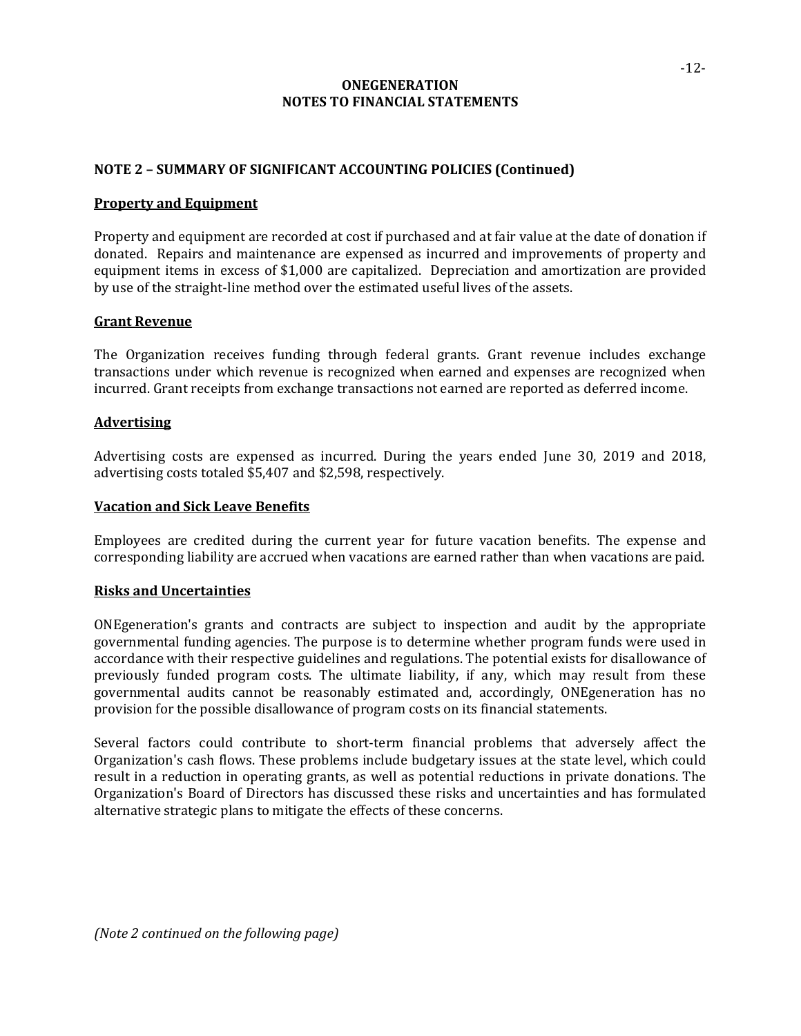**ONEGENERATION**
**NOTES TO FINANCIAL STATEMENTS**

## NOTE 2 – SUMMARY OF SIGNIFICANT ACCOUNTING POLICIES (Continued)

### Property and Equipment

Property and equipment are recorded at cost if purchased and at fair value at the date of donation if donated. Repairs and maintenance are expensed as incurred and improvements of property and equipment items in excess of $1,000 are capitalized. Depreciation and amortization are provided by use of the straight-line method over the estimated useful lives of the assets.

### Grant Revenue

The Organization receives funding through federal grants. Grant revenue includes exchange transactions under which revenue is recognized when earned and expenses are recognized when incurred. Grant receipts from exchange transactions not earned are reported as deferred income.

### Advertising

Advertising costs are expensed as incurred. During the years ended June 30, 2019 and 2018, advertising costs totaled $5,407 and $2,598, respectively.

### Vacation and Sick Leave Benefits

Employees are credited during the current year for future vacation benefits. The expense and corresponding liability are accrued when vacations are earned rather than when vacations are paid.

### Risks and Uncertainties

ONEgeneration's grants and contracts are subject to inspection and audit by the appropriate governmental funding agencies. The purpose is to determine whether program funds were used in accordance with their respective guidelines and regulations. The potential exists for disallowance of previously funded program costs. The ultimate liability, if any, which may result from these governmental audits cannot be reasonably estimated and, accordingly, ONEgeneration has no provision for the possible disallowance of program costs on its financial statements.

Several factors could contribute to short-term financial problems that adversely affect the Organization's cash flows. These problems include budgetary issues at the state level, which could result in a reduction in operating grants, as well as potential reductions in private donations. The Organization's Board of Directors has discussed these risks and uncertainties and has formulated alternative strategic plans to mitigate the effects of these concerns.

*(Note 2 continued on the following page)*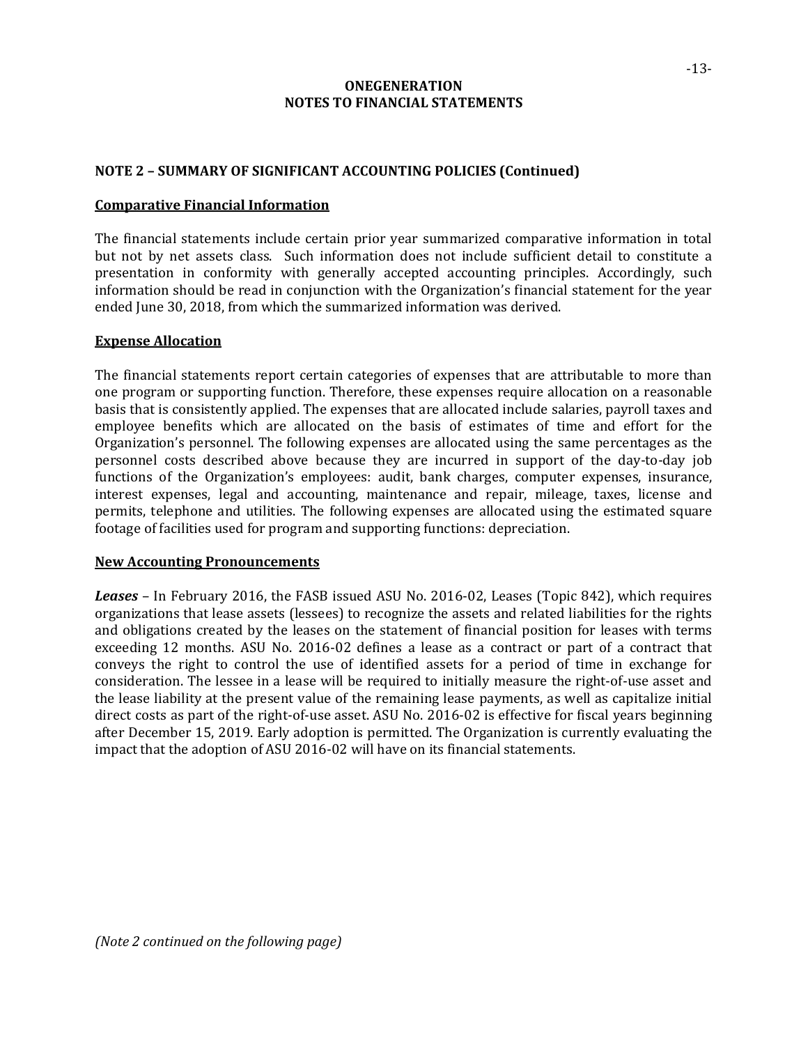**ONEGENERATION**
**NOTES TO FINANCIAL STATEMENTS**

## NOTE 2 – SUMMARY OF SIGNIFICANT ACCOUNTING POLICIES (Continued)

### Comparative Financial Information

The financial statements include certain prior year summarized comparative information in total but not by net assets class. Such information does not include sufficient detail to constitute a presentation in conformity with generally accepted accounting principles. Accordingly, such information should be read in conjunction with the Organization's financial statement for the year ended June 30, 2018, from which the summarized information was derived.

### Expense Allocation

The financial statements report certain categories of expenses that are attributable to more than one program or supporting function. Therefore, these expenses require allocation on a reasonable basis that is consistently applied. The expenses that are allocated include salaries, payroll taxes and employee benefits which are allocated on the basis of estimates of time and effort for the Organization's personnel. The following expenses are allocated using the same percentages as the personnel costs described above because they are incurred in support of the day-to-day job functions of the Organization's employees: audit, bank charges, computer expenses, insurance, interest expenses, legal and accounting, maintenance and repair, mileage, taxes, license and permits, telephone and utilities. The following expenses are allocated using the estimated square footage of facilities used for program and supporting functions: depreciation.

### New Accounting Pronouncements

***Leases*** – In February 2016, the FASB issued ASU No. 2016-02, Leases (Topic 842), which requires organizations that lease assets (lessees) to recognize the assets and related liabilities for the rights and obligations created by the leases on the statement of financial position for leases with terms exceeding 12 months. ASU No. 2016-02 defines a lease as a contract or part of a contract that conveys the right to control the use of identified assets for a period of time in exchange for consideration. The lessee in a lease will be required to initially measure the right-of-use asset and the lease liability at the present value of the remaining lease payments, as well as capitalize initial direct costs as part of the right-of-use asset. ASU No. 2016-02 is effective for fiscal years beginning after December 15, 2019. Early adoption is permitted. The Organization is currently evaluating the impact that the adoption of ASU 2016-02 will have on its financial statements.

*(Note 2 continued on the following page)*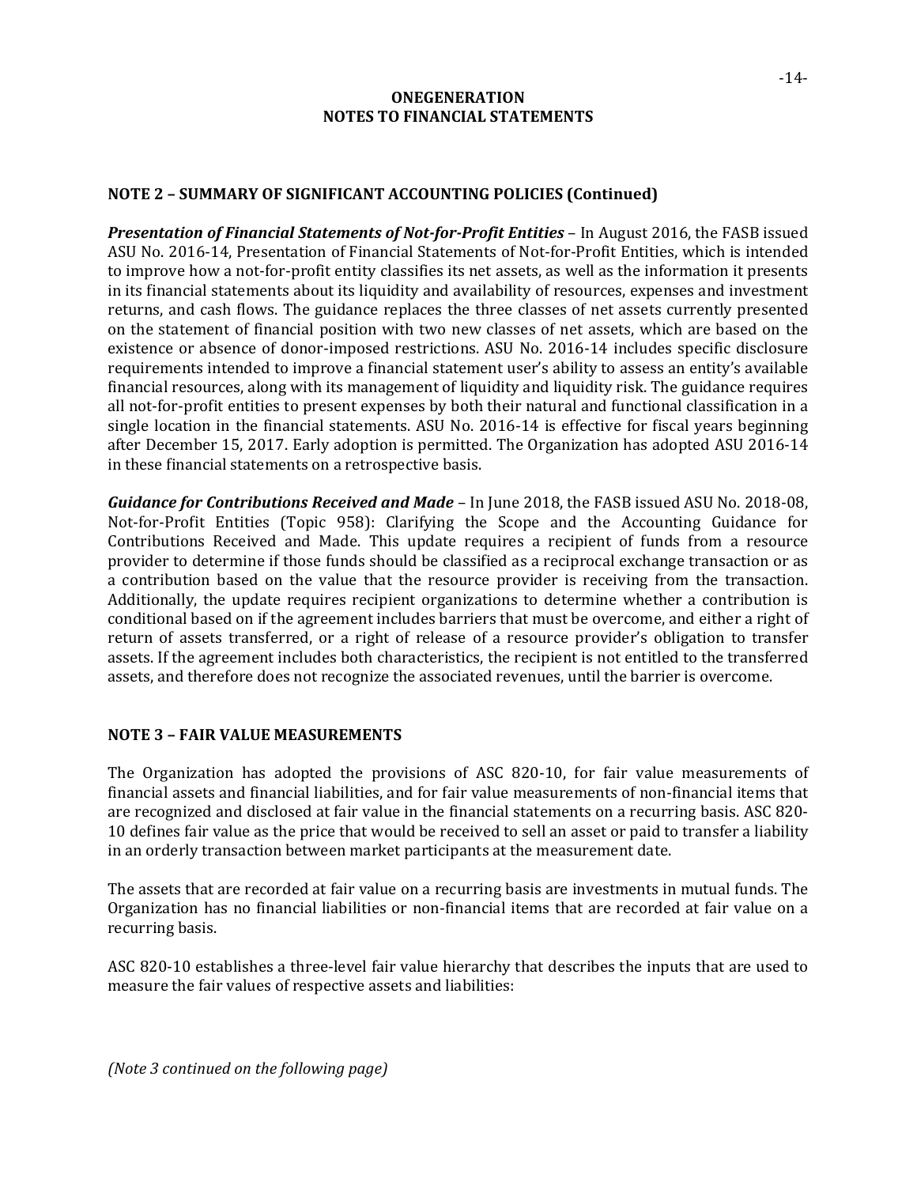**ONEGENERATION**
**NOTES TO FINANCIAL STATEMENTS**

## NOTE 2 – SUMMARY OF SIGNIFICANT ACCOUNTING POLICIES (Continued)

***Presentation of Financial Statements of Not-for-Profit Entities*** – In August 2016, the FASB issued ASU No. 2016-14, Presentation of Financial Statements of Not-for-Profit Entities, which is intended to improve how a not-for-profit entity classifies its net assets, as well as the information it presents in its financial statements about its liquidity and availability of resources, expenses and investment returns, and cash flows. The guidance replaces the three classes of net assets currently presented on the statement of financial position with two new classes of net assets, which are based on the existence or absence of donor-imposed restrictions. ASU No. 2016-14 includes specific disclosure requirements intended to improve a financial statement user's ability to assess an entity's available financial resources, along with its management of liquidity and liquidity risk. The guidance requires all not-for-profit entities to present expenses by both their natural and functional classification in a single location in the financial statements. ASU No. 2016-14 is effective for fiscal years beginning after December 15, 2017. Early adoption is permitted. The Organization has adopted ASU 2016-14 in these financial statements on a retrospective basis.

***Guidance for Contributions Received and Made*** – In June 2018, the FASB issued ASU No. 2018-08, Not-for-Profit Entities (Topic 958): Clarifying the Scope and the Accounting Guidance for Contributions Received and Made. This update requires a recipient of funds from a resource provider to determine if those funds should be classified as a reciprocal exchange transaction or as a contribution based on the value that the resource provider is receiving from the transaction. Additionally, the update requires recipient organizations to determine whether a contribution is conditional based on if the agreement includes barriers that must be overcome, and either a right of return of assets transferred, or a right of release of a resource provider's obligation to transfer assets. If the agreement includes both characteristics, the recipient is not entitled to the transferred assets, and therefore does not recognize the associated revenues, until the barrier is overcome.

## NOTE 3 – FAIR VALUE MEASUREMENTS

The Organization has adopted the provisions of ASC 820-10, for fair value measurements of financial assets and financial liabilities, and for fair value measurements of non-financial items that are recognized and disclosed at fair value in the financial statements on a recurring basis. ASC 820-10 defines fair value as the price that would be received to sell an asset or paid to transfer a liability in an orderly transaction between market participants at the measurement date.

The assets that are recorded at fair value on a recurring basis are investments in mutual funds. The Organization has no financial liabilities or non-financial items that are recorded at fair value on a recurring basis.

ASC 820-10 establishes a three-level fair value hierarchy that describes the inputs that are used to measure the fair values of respective assets and liabilities:

*(Note 3 continued on the following page)*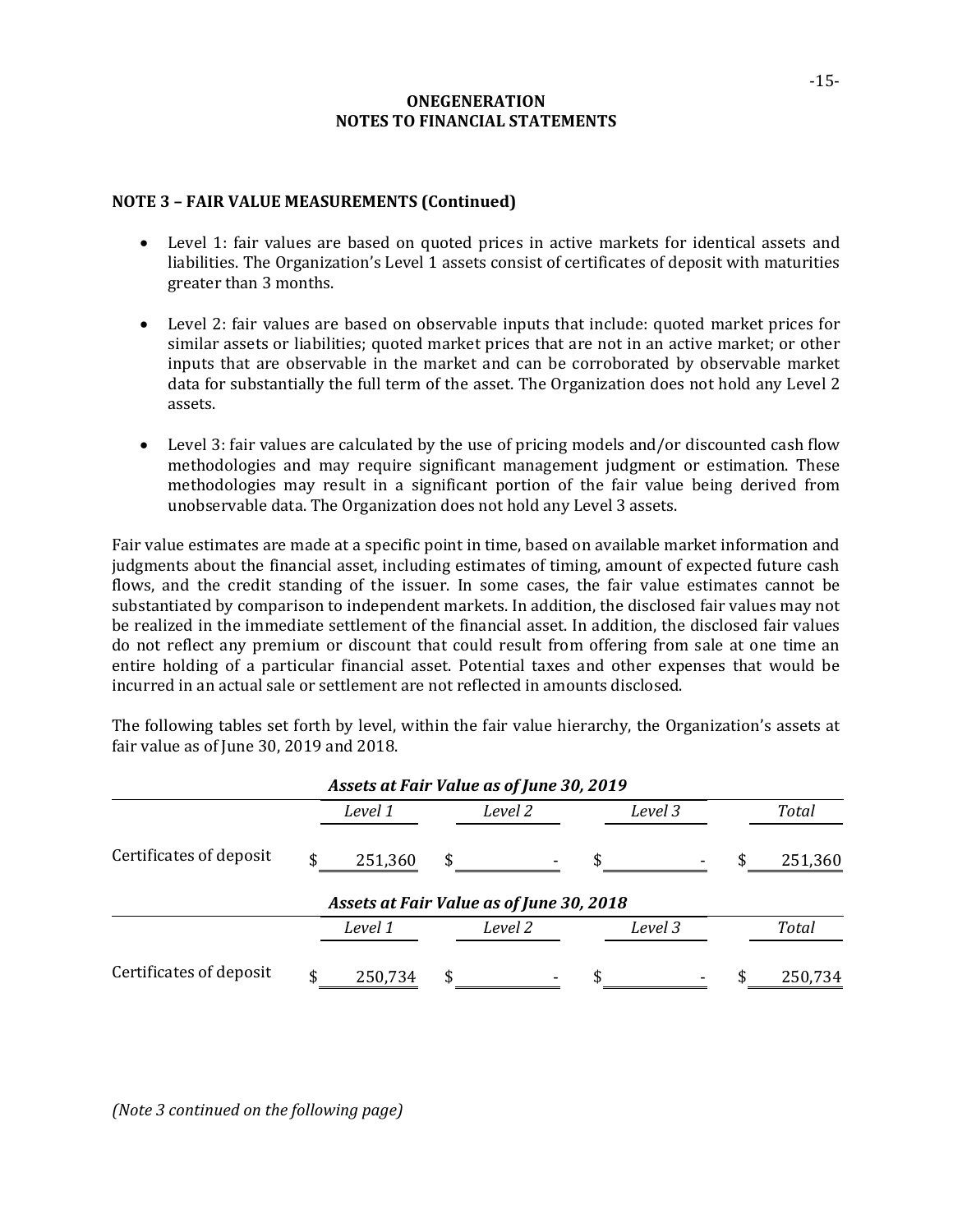## ONEGENERATION
## NOTES TO FINANCIAL STATEMENTS

### NOTE 3 – FAIR VALUE MEASUREMENTS (Continued)

- Level 1: fair values are based on quoted prices in active markets for identical assets and liabilities. The Organization's Level 1 assets consist of certificates of deposit with maturities greater than 3 months.

- Level 2: fair values are based on observable inputs that include: quoted market prices for similar assets or liabilities; quoted market prices that are not in an active market; or other inputs that are observable in the market and can be corroborated by observable market data for substantially the full term of the asset. The Organization does not hold any Level 2 assets.

- Level 3: fair values are calculated by the use of pricing models and/or discounted cash flow methodologies and may require significant management judgment or estimation. These methodologies may result in a significant portion of the fair value being derived from unobservable data. The Organization does not hold any Level 3 assets.

Fair value estimates are made at a specific point in time, based on available market information and judgments about the financial asset, including estimates of timing, amount of expected future cash flows, and the credit standing of the issuer. In some cases, the fair value estimates cannot be substantiated by comparison to independent markets. In addition, the disclosed fair values may not be realized in the immediate settlement of the financial asset. In addition, the disclosed fair values do not reflect any premium or discount that could result from offering from sale at one time an entire holding of a particular financial asset. Potential taxes and other expenses that would be incurred in an actual sale or settlement are not reflected in amounts disclosed.

The following tables set forth by level, within the fair value hierarchy, the Organization's assets at fair value as of June 30, 2019 and 2018.

***Assets at Fair Value as of June 30, 2019***

| | *Level 1* | *Level 2* | *Level 3* | *Total* |
|---|---|---|---|---|
| Certificates of deposit | $ 251,360 | $ - | $ - | $ 251,360 |

***Assets at Fair Value as of June 30, 2018***

| | *Level 1* | *Level 2* | *Level 3* | *Total* |
|---|---|---|---|---|
| Certificates of deposit | $ 250,734 | $ - | $ - | $ 250,734 |

*(Note 3 continued on the following page)*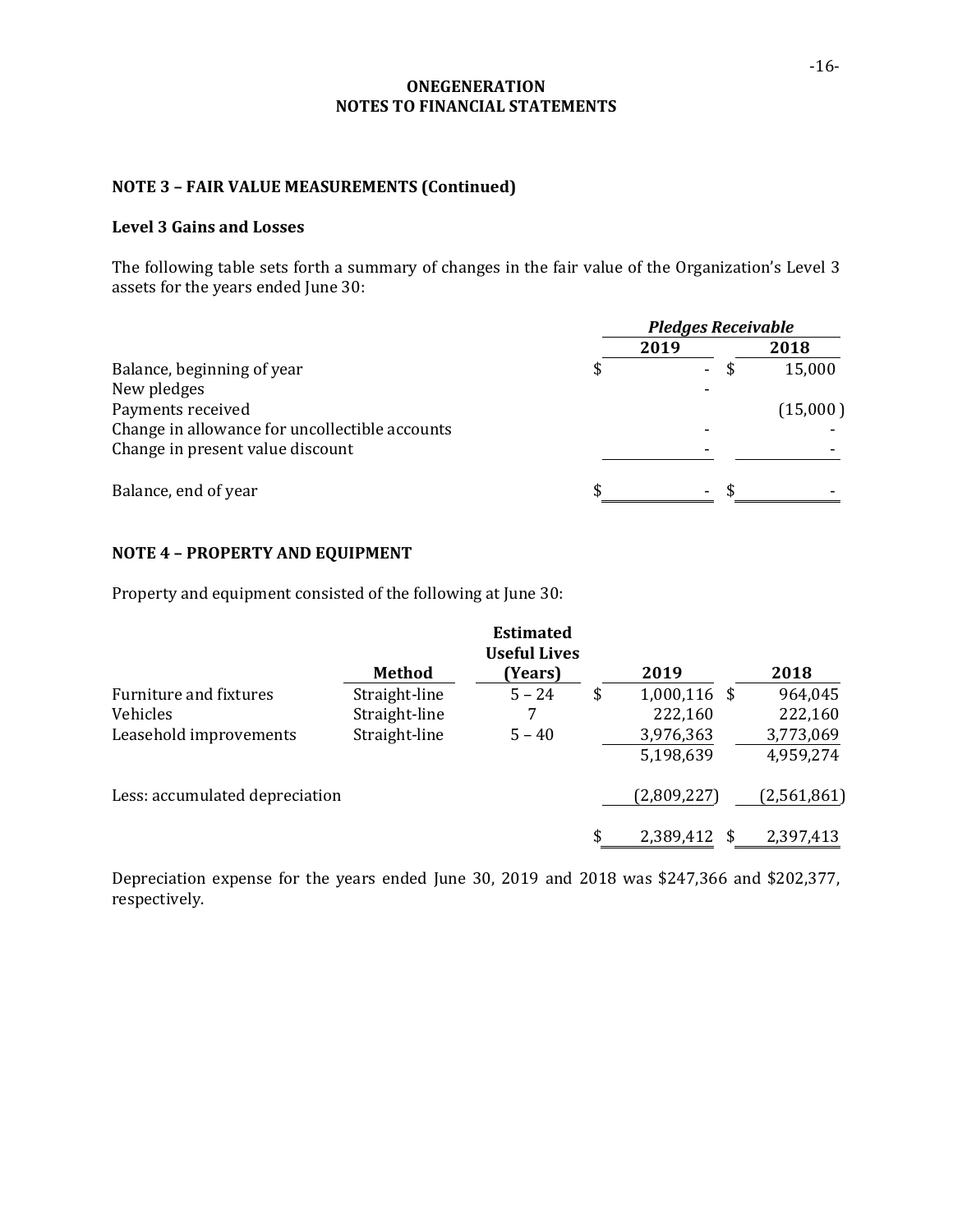**ONEGENERATION**
**NOTES TO FINANCIAL STATEMENTS**

## NOTE 3 – FAIR VALUE MEASUREMENTS (Continued)

### Level 3 Gains and Losses

The following table sets forth a summary of changes in the fair value of the Organization's Level 3 assets for the years ended June 30:

| | *Pledges Receivable* | |
|---|---|---|
| | **2019** | **2018** |
| Balance, beginning of year | $ - | $ 15,000 |
| New pledges | - | |
| Payments received | | (15,000) |
| Change in allowance for uncollectible accounts | - | - |
| Change in present value discount | - | - |
| Balance, end of year | $ - | $ - |

## NOTE 4 – PROPERTY AND EQUIPMENT

Property and equipment consisted of the following at June 30:

| | Method | Estimated Useful Lives (Years) | 2019 | 2018 |
|---|---|---|---|---|
| Furniture and fixtures | Straight-line | 5 – 24 | $ 1,000,116 | $ 964,045 |
| Vehicles | Straight-line | 7 | 222,160 | 222,160 |
| Leasehold improvements | Straight-line | 5 – 40 | 3,976,363 | 3,773,069 |
| | | | 5,198,639 | 4,959,274 |
| Less: accumulated depreciation | | | (2,809,227) | (2,561,861) |
| | | | $ 2,389,412 | $ 2,397,413 |

Depreciation expense for the years ended June 30, 2019 and 2018 was $247,366 and $202,377, respectively.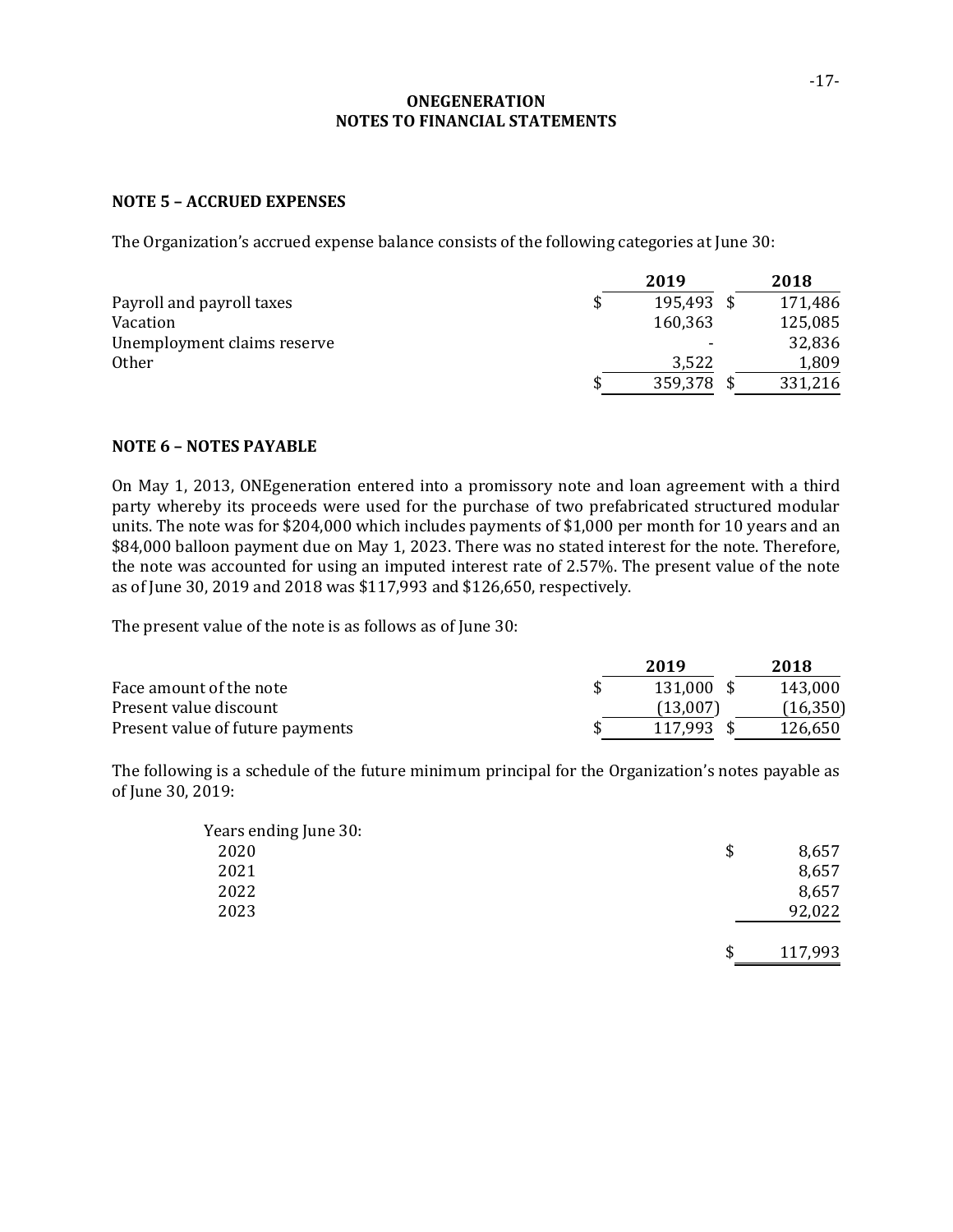# ONEGENERATION
## NOTES TO FINANCIAL STATEMENTS

### NOTE 5 – ACCRUED EXPENSES

The Organization's accrued expense balance consists of the following categories at June 30:

| | 2019 | 2018 |
|---|---|---|
| Payroll and payroll taxes | $ 195,493 | $ 171,486 |
| Vacation | 160,363 | 125,085 |
| Unemployment claims reserve | - | 32,836 |
| Other | 3,522 | 1,809 |
| | $ 359,378 | $ 331,216 |

### NOTE 6 – NOTES PAYABLE

On May 1, 2013, ONEgeneration entered into a promissory note and loan agreement with a third party whereby its proceeds were used for the purchase of two prefabricated structured modular units. The note was for $204,000 which includes payments of $1,000 per month for 10 years and an $84,000 balloon payment due on May 1, 2023. There was no stated interest for the note. Therefore, the note was accounted for using an imputed interest rate of 2.57%. The present value of the note as of June 30, 2019 and 2018 was $117,993 and $126,650, respectively.

The present value of the note is as follows as of June 30:

| | 2019 | 2018 |
|---|---|---|
| Face amount of the note | $ 131,000 | $ 143,000 |
| Present value discount | (13,007) | (16,350) |
| Present value of future payments | $ 117,993 | $ 126,650 |

The following is a schedule of the future minimum principal for the Organization's notes payable as of June 30, 2019:

| Years ending June 30: | |
|---|---|
| 2020 | $ 8,657 |
| 2021 | 8,657 |
| 2022 | 8,657 |
| 2023 | 92,022 |
| | $ 117,993 |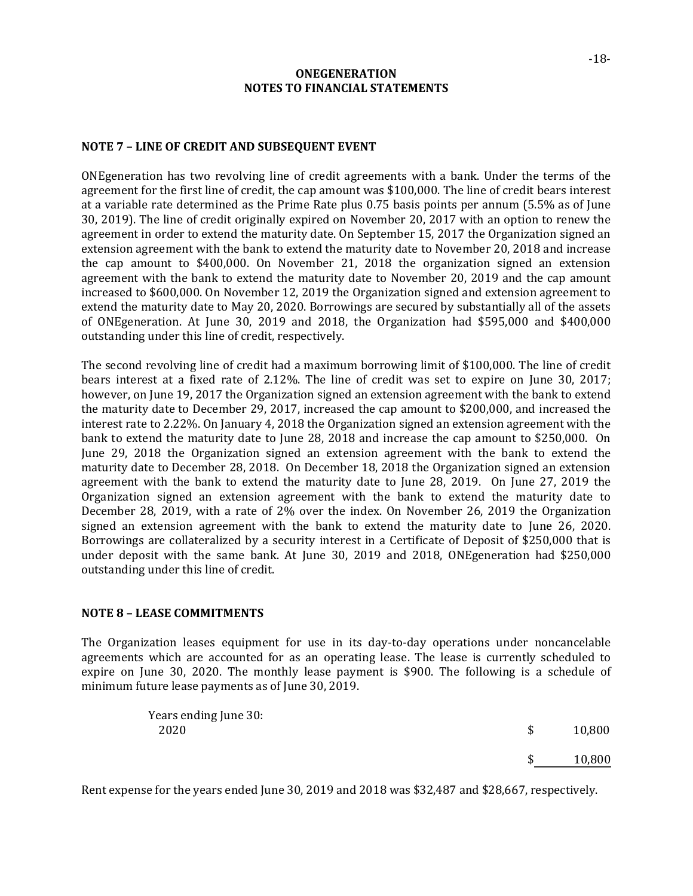**ONEGENERATION**
**NOTES TO FINANCIAL STATEMENTS**

## NOTE 7 – LINE OF CREDIT AND SUBSEQUENT EVENT

ONEgeneration has two revolving line of credit agreements with a bank. Under the terms of the agreement for the first line of credit, the cap amount was $100,000. The line of credit bears interest at a variable rate determined as the Prime Rate plus 0.75 basis points per annum (5.5% as of June 30, 2019). The line of credit originally expired on November 20, 2017 with an option to renew the agreement in order to extend the maturity date. On September 15, 2017 the Organization signed an extension agreement with the bank to extend the maturity date to November 20, 2018 and increase the cap amount to $400,000. On November 21, 2018 the organization signed an extension agreement with the bank to extend the maturity date to November 20, 2019 and the cap amount increased to $600,000. On November 12, 2019 the Organization signed and extension agreement to extend the maturity date to May 20, 2020. Borrowings are secured by substantially all of the assets of ONEgeneration. At June 30, 2019 and 2018, the Organization had $595,000 and $400,000 outstanding under this line of credit, respectively.

The second revolving line of credit had a maximum borrowing limit of $100,000. The line of credit bears interest at a fixed rate of 2.12%. The line of credit was set to expire on June 30, 2017; however, on June 19, 2017 the Organization signed an extension agreement with the bank to extend the maturity date to December 29, 2017, increased the cap amount to $200,000, and increased the interest rate to 2.22%. On January 4, 2018 the Organization signed an extension agreement with the bank to extend the maturity date to June 28, 2018 and increase the cap amount to $250,000. On June 29, 2018 the Organization signed an extension agreement with the bank to extend the maturity date to December 28, 2018. On December 18, 2018 the Organization signed an extension agreement with the bank to extend the maturity date to June 28, 2019. On June 27, 2019 the Organization signed an extension agreement with the bank to extend the maturity date to December 28, 2019, with a rate of 2% over the index. On November 26, 2019 the Organization signed an extension agreement with the bank to extend the maturity date to June 26, 2020. Borrowings are collateralized by a security interest in a Certificate of Deposit of $250,000 that is under deposit with the same bank. At June 30, 2019 and 2018, ONEgeneration had $250,000 outstanding under this line of credit.

## NOTE 8 – LEASE COMMITMENTS

The Organization leases equipment for use in its day-to-day operations under noncancelable agreements which are accounted for as an operating lease. The lease is currently scheduled to expire on June 30, 2020. The monthly lease payment is $900. The following is a schedule of minimum future lease payments as of June 30, 2019.

| Years ending June 30: | |
|---|---|
| 2020 | $ 10,800 |
| | $ 10,800 |

Rent expense for the years ended June 30, 2019 and 2018 was $32,487 and $28,667, respectively.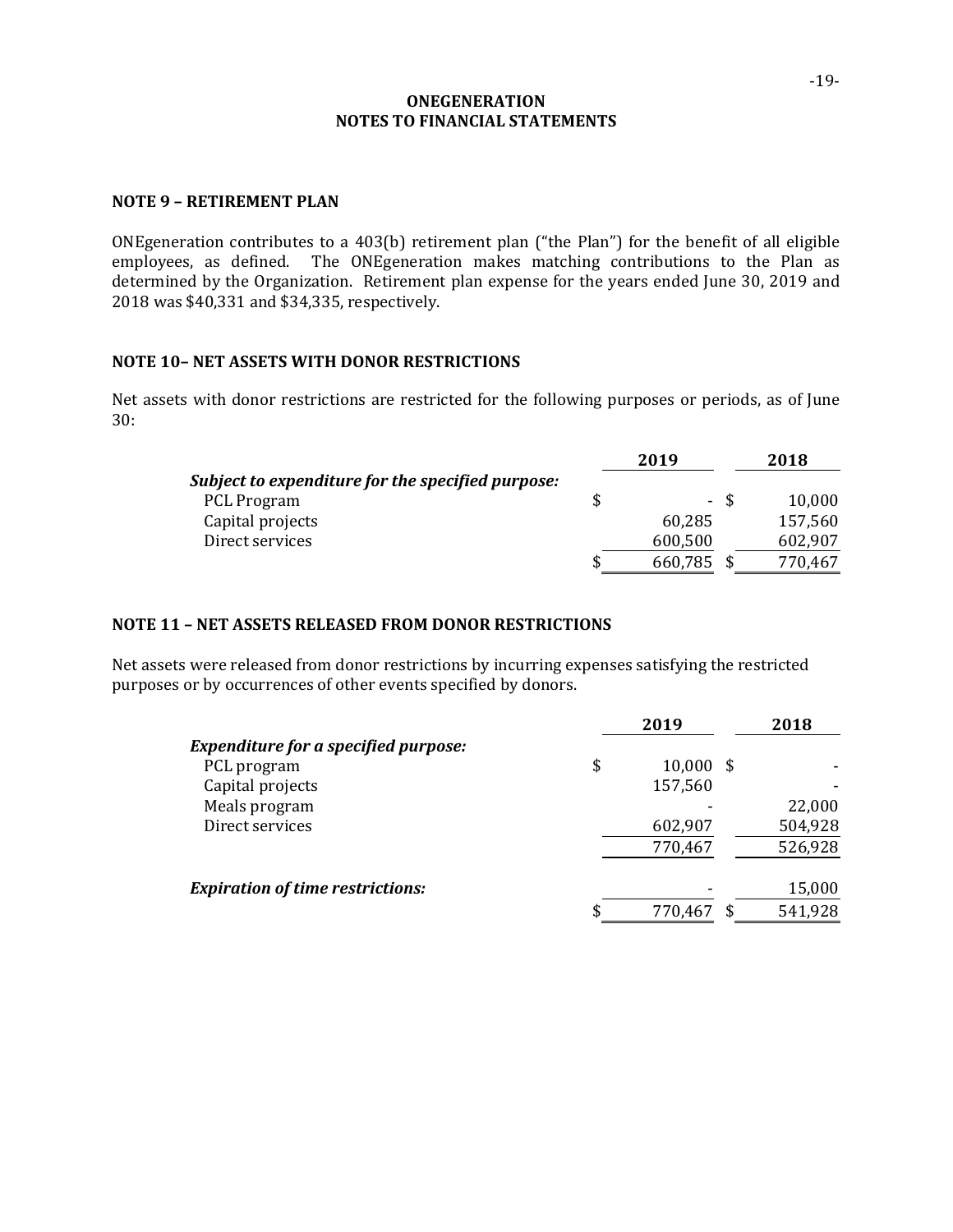# ONEGENERATION
# NOTES TO FINANCIAL STATEMENTS

## NOTE 9 – RETIREMENT PLAN

ONEgeneration contributes to a 403(b) retirement plan ("the Plan") for the benefit of all eligible employees, as defined. The ONEgeneration makes matching contributions to the Plan as determined by the Organization. Retirement plan expense for the years ended June 30, 2019 and 2018 was $40,331 and $34,335, respectively.

## NOTE 10– NET ASSETS WITH DONOR RESTRICTIONS

Net assets with donor restrictions are restricted for the following purposes or periods, as of June 30:

| | 2019 | 2018 |
|---|---|---|
| ***Subject to expenditure for the specified purpose:*** | | |
| PCL Program | $ - | $ 10,000 |
| Capital projects | 60,285 | 157,560 |
| Direct services | 600,500 | 602,907 |
| | $ 660,785 | $ 770,467 |

## NOTE 11 – NET ASSETS RELEASED FROM DONOR RESTRICTIONS

Net assets were released from donor restrictions by incurring expenses satisfying the restricted purposes or by occurrences of other events specified by donors.

| | 2019 | 2018 |
|---|---|---|
| ***Expenditure for a specified purpose:*** | | |
| PCL program | $ 10,000 | $ - |
| Capital projects | 157,560 | - |
| Meals program | - | 22,000 |
| Direct services | 602,907 | 504,928 |
| | 770,467 | 526,928 |
| ***Expiration of time restrictions:*** | - | 15,000 |
| | $ 770,467 | $ 541,928 |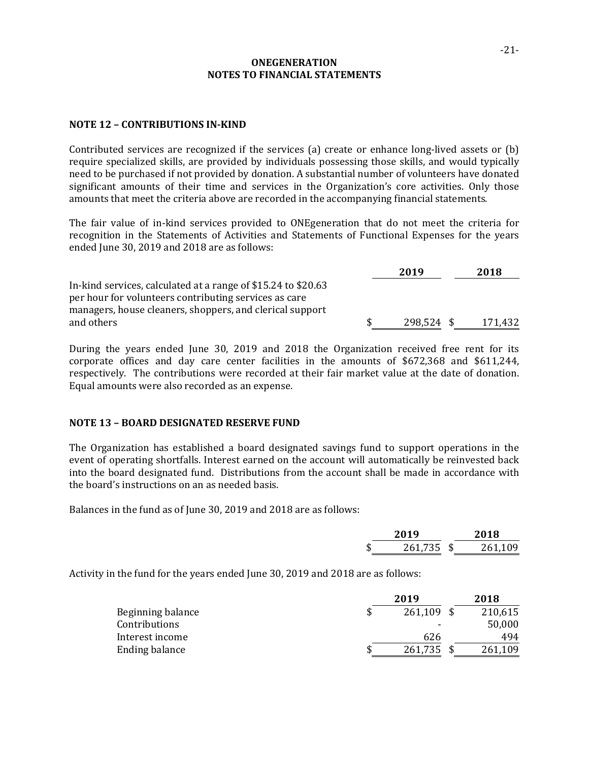**ONEGENERATION**
**NOTES TO FINANCIAL STATEMENTS**

## NOTE 12 – CONTRIBUTIONS IN-KIND

Contributed services are recognized if the services (a) create or enhance long-lived assets or (b) require specialized skills, are provided by individuals possessing those skills, and would typically need to be purchased if not provided by donation. A substantial number of volunteers have donated significant amounts of their time and services in the Organization's core activities. Only those amounts that meet the criteria above are recorded in the accompanying financial statements.

The fair value of in-kind services provided to ONEgeneration that do not meet the criteria for recognition in the Statements of Activities and Statements of Functional Expenses for the years ended June 30, 2019 and 2018 are as follows:

| | 2019 | 2018 |
|---|---|---|
| In-kind services, calculated at a range of $15.24 to $20.63 per hour for volunteers contributing services as care managers, house cleaners, shoppers, and clerical support and others | $ 298,524 | $ 171,432 |

During the years ended June 30, 2019 and 2018 the Organization received free rent for its corporate offices and day care center facilities in the amounts of $672,368 and $611,244, respectively. The contributions were recorded at their fair market value at the date of donation. Equal amounts were also recorded as an expense.

## NOTE 13 – BOARD DESIGNATED RESERVE FUND

The Organization has established a board designated savings fund to support operations in the event of operating shortfalls. Interest earned on the account will automatically be reinvested back into the board designated fund. Distributions from the account shall be made in accordance with the board's instructions on an as needed basis.

Balances in the fund as of June 30, 2019 and 2018 are as follows:

| 2019 | 2018 |
|---|---|
| $ 261,735 | $ 261,109 |

Activity in the fund for the years ended June 30, 2019 and 2018 are as follows:

| | 2019 | 2018 |
|---|---|---|
| Beginning balance | $ 261,109 | $ 210,615 |
| Contributions | - | 50,000 |
| Interest income | 626 | 494 |
| Ending balance | $ 261,735 | $ 261,109 |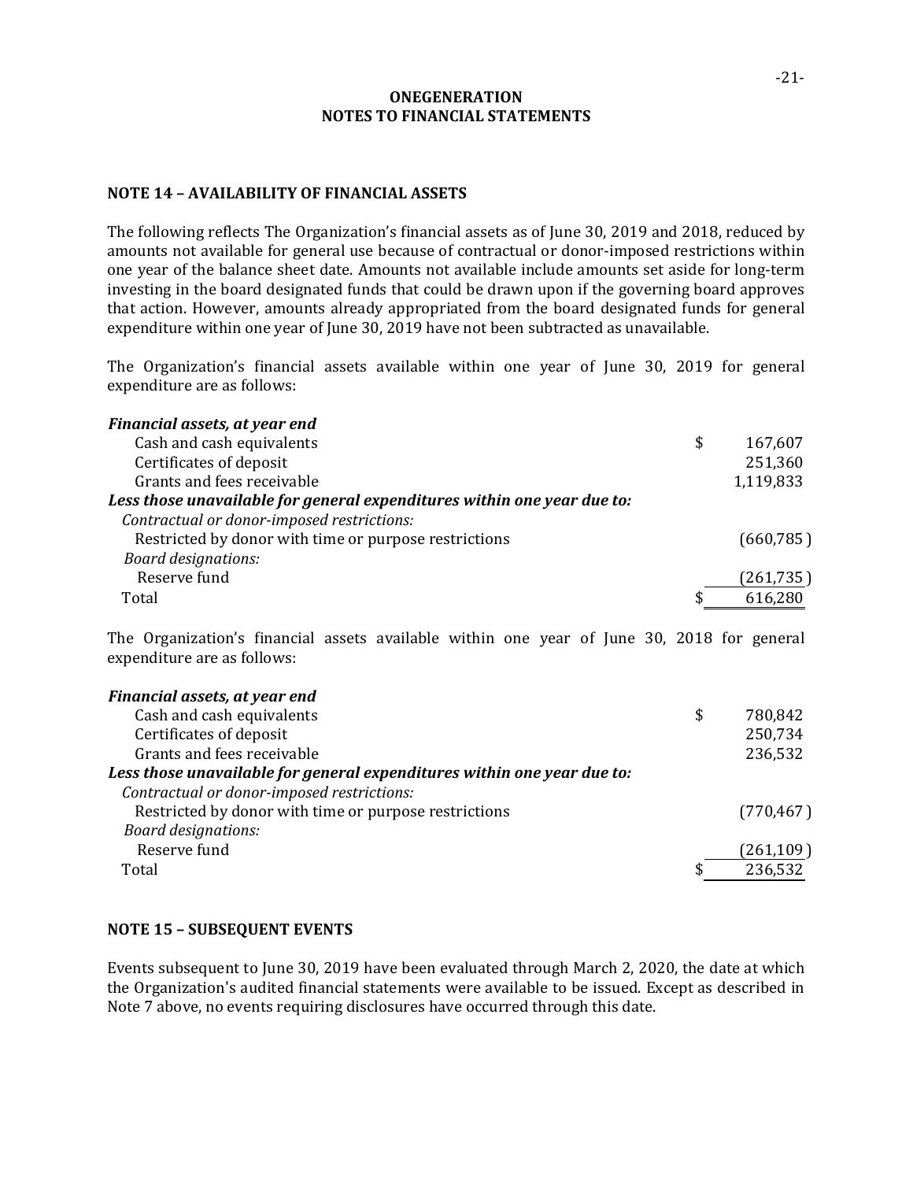**ONEGENERATION**
**NOTES TO FINANCIAL STATEMENTS**

## NOTE 14 – AVAILABILITY OF FINANCIAL ASSETS

The following reflects The Organization's financial assets as of June 30, 2019 and 2018, reduced by amounts not available for general use because of contractual or donor-imposed restrictions within one year of the balance sheet date. Amounts not available include amounts set aside for long-term investing in the board designated funds that could be drawn upon if the governing board approves that action. However, amounts already appropriated from the board designated funds for general expenditure within one year of June 30, 2019 have not been subtracted as unavailable.

The Organization's financial assets available within one year of June 30, 2019 for general expenditure are as follows:

| | |
|---|---|
| ***Financial assets, at year end*** | |
| Cash and cash equivalents | $ 167,607 |
| Certificates of deposit | 251,360 |
| Grants and fees receivable | 1,119,833 |
| ***Less those unavailable for general expenditures within one year due to:*** | |
| *Contractual or donor-imposed restrictions:* | |
| Restricted by donor with time or purpose restrictions | (660,785) |
| *Board designations:* | |
| Reserve fund | (261,735) |
| Total | $ 616,280 |

The Organization's financial assets available within one year of June 30, 2018 for general expenditure are as follows:

| | |
|---|---|
| ***Financial assets, at year end*** | |
| Cash and cash equivalents | $ 780,842 |
| Certificates of deposit | 250,734 |
| Grants and fees receivable | 236,532 |
| ***Less those unavailable for general expenditures within one year due to:*** | |
| *Contractual or donor-imposed restrictions:* | |
| Restricted by donor with time or purpose restrictions | (770,467) |
| *Board designations:* | |
| Reserve fund | (261,109) |
| Total | $ 236,532 |

## NOTE 15 – SUBSEQUENT EVENTS

Events subsequent to June 30, 2019 have been evaluated through March 2, 2020, the date at which the Organization's audited financial statements were available to be issued. Except as described in Note 7 above, no events requiring disclosures have occurred through this date.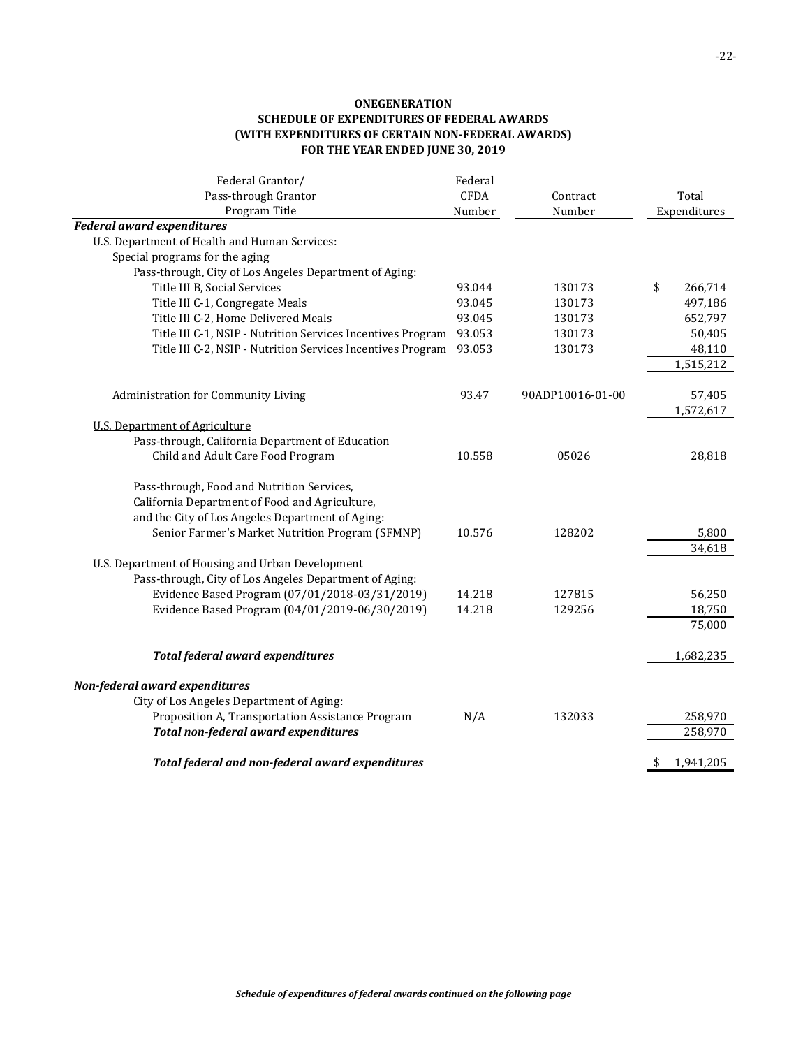**ONEGENERATION**
**SCHEDULE OF EXPENDITURES OF FEDERAL AWARDS**
**(WITH EXPENDITURES OF CERTAIN NON-FEDERAL AWARDS)**
**FOR THE YEAR ENDED JUNE 30, 2019**

| Federal Grantor/ Pass-through Grantor Program Title | Federal CFDA Number | Contract Number | Total Expenditures |
|---|---|---|---|
| ***Federal award expenditures*** | | | |
| U.S. Department of Health and Human Services: | | | |
| Special programs for the aging | | | |
| Pass-through, City of Los Angeles Department of Aging: | | | |
| Title III B, Social Services | 93.044 | 130173 | $ 266,714 |
| Title III C-1, Congregate Meals | 93.045 | 130173 | 497,186 |
| Title III C-2, Home Delivered Meals | 93.045 | 130173 | 652,797 |
| Title III C-1, NSIP - Nutrition Services Incentives Program | 93.053 | 130173 | 50,405 |
| Title III C-2, NSIP - Nutrition Services Incentives Program | 93.053 | 130173 | 48,110 |
| | | | 1,515,212 |
| Administration for Community Living | 93.47 | 90ADP10016-01-00 | 57,405 |
| | | | 1,572,617 |
| U.S. Department of Agriculture | | | |
| Pass-through, California Department of Education | | | |
| Child and Adult Care Food Program | 10.558 | 05026 | 28,818 |
| Pass-through, Food and Nutrition Services, California Department of Food and Agriculture, and the City of Los Angeles Department of Aging: | | | |
| Senior Farmer's Market Nutrition Program (SFMNP) | 10.576 | 128202 | 5,800 |
| | | | 34,618 |
| U.S. Department of Housing and Urban Development | | | |
| Pass-through, City of Los Angeles Department of Aging: | | | |
| Evidence Based Program (07/01/2018-03/31/2019) | 14.218 | 127815 | 56,250 |
| Evidence Based Program (04/01/2019-06/30/2019) | 14.218 | 129256 | 18,750 |
| | | | 75,000 |
| ***Total federal award expenditures*** | | | 1,682,235 |
| ***Non-federal award expenditures*** | | | |
| City of Los Angeles Department of Aging: | | | |
| Proposition A, Transportation Assistance Program | N/A | 132033 | 258,970 |
| ***Total non-federal award expenditures*** | | | 258,970 |
| ***Total federal and non-federal award expenditures*** | | | $ 1,941,205 |

***Schedule of expenditures of federal awards continued on the following page***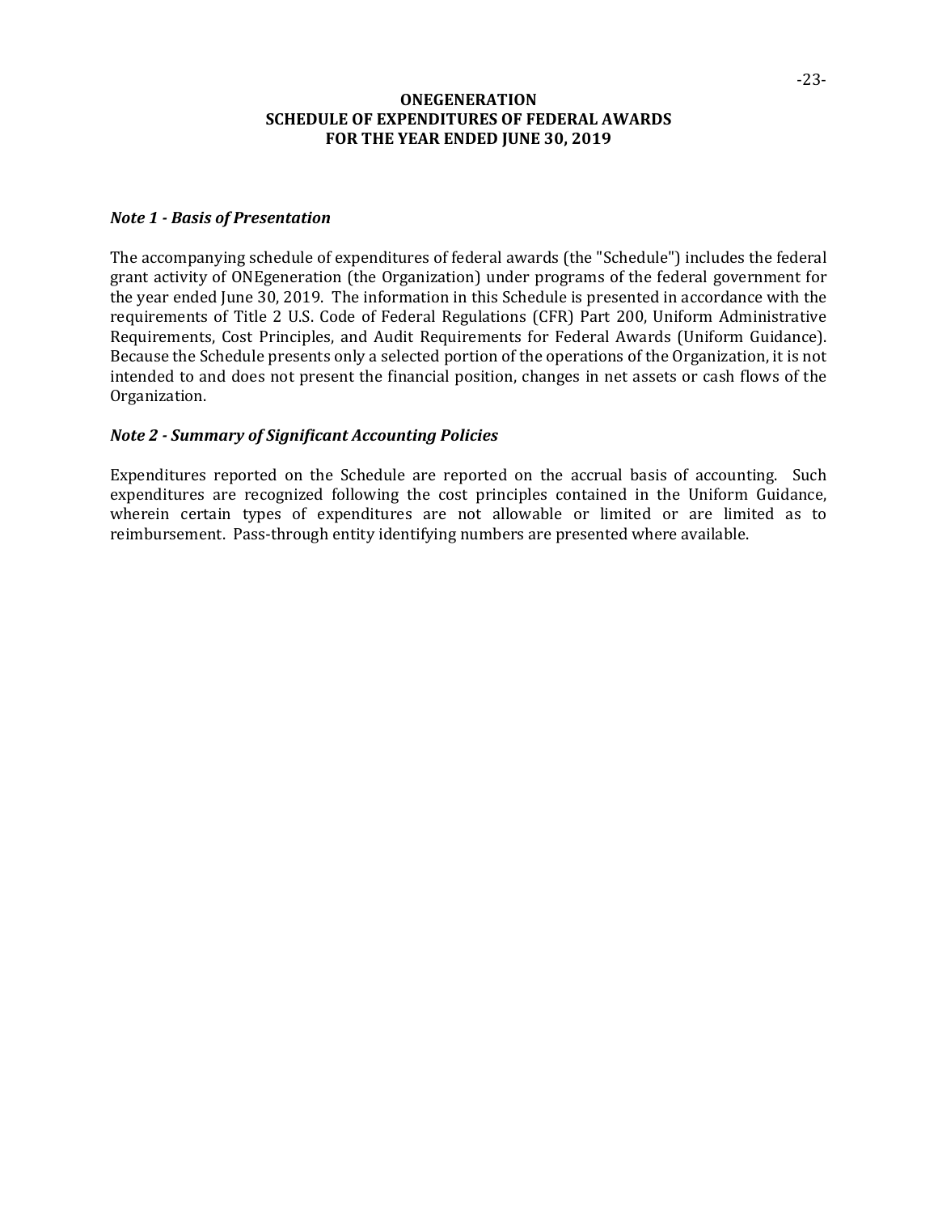**ONEGENERATION**
**SCHEDULE OF EXPENDITURES OF FEDERAL AWARDS**
**FOR THE YEAR ENDED JUNE 30, 2019**

***Note 1 - Basis of Presentation***

The accompanying schedule of expenditures of federal awards (the "Schedule") includes the federal grant activity of ONEgeneration (the Organization) under programs of the federal government for the year ended June 30, 2019. The information in this Schedule is presented in accordance with the requirements of Title 2 U.S. Code of Federal Regulations (CFR) Part 200, Uniform Administrative Requirements, Cost Principles, and Audit Requirements for Federal Awards (Uniform Guidance). Because the Schedule presents only a selected portion of the operations of the Organization, it is not intended to and does not present the financial position, changes in net assets or cash flows of the Organization.

***Note 2 - Summary of Significant Accounting Policies***

Expenditures reported on the Schedule are reported on the accrual basis of accounting. Such expenditures are recognized following the cost principles contained in the Uniform Guidance, wherein certain types of expenditures are not allowable or limited or are limited as to reimbursement. Pass-through entity identifying numbers are presented where available.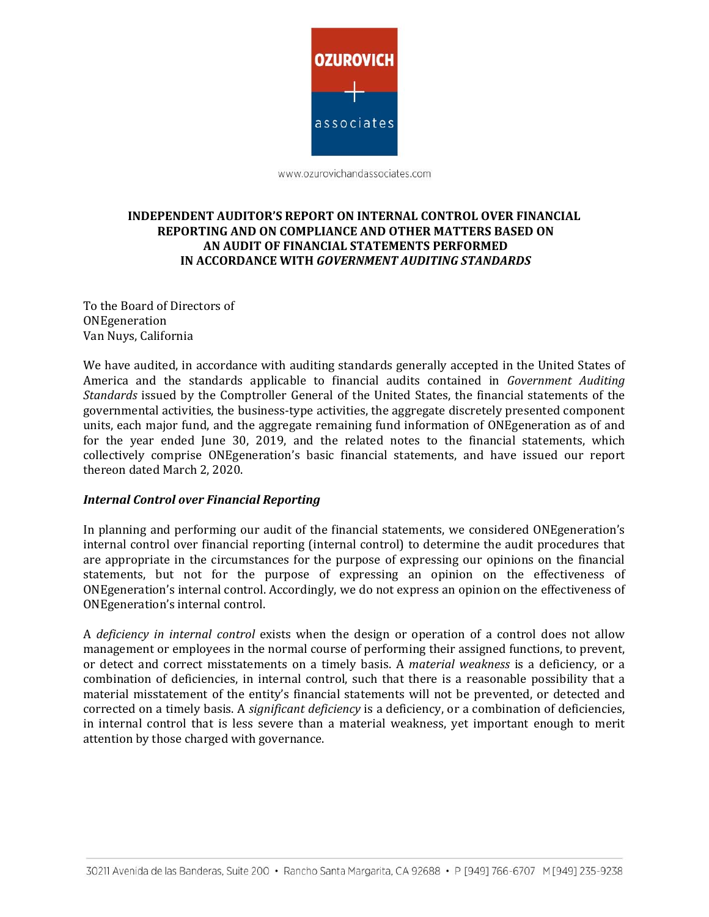# INDEPENDENT AUDITOR'S REPORT ON INTERNAL CONTROL OVER FINANCIAL REPORTING AND ON COMPLIANCE AND OTHER MATTERS BASED ON AN AUDIT OF FINANCIAL STATEMENTS PERFORMED IN ACCORDANCE WITH *GOVERNMENT AUDITING STANDARDS*

To the Board of Directors of
ONEgeneration
Van Nuys, California

We have audited, in accordance with auditing standards generally accepted in the United States of America and the standards applicable to financial audits contained in *Government Auditing Standards* issued by the Comptroller General of the United States, the financial statements of the governmental activities, the business-type activities, the aggregate discretely presented component units, each major fund, and the aggregate remaining fund information of ONEgeneration as of and for the year ended June 30, 2019, and the related notes to the financial statements, which collectively comprise ONEgeneration's basic financial statements, and have issued our report thereon dated March 2, 2020.

***Internal Control over Financial Reporting***

In planning and performing our audit of the financial statements, we considered ONEgeneration's internal control over financial reporting (internal control) to determine the audit procedures that are appropriate in the circumstances for the purpose of expressing our opinions on the financial statements, but not for the purpose of expressing an opinion on the effectiveness of ONEgeneration's internal control. Accordingly, we do not express an opinion on the effectiveness of ONEgeneration's internal control.

A *deficiency in internal control* exists when the design or operation of a control does not allow management or employees in the normal course of performing their assigned functions, to prevent, or detect and correct misstatements on a timely basis. A *material weakness* is a deficiency, or a combination of deficiencies, in internal control, such that there is a reasonable possibility that a material misstatement of the entity's financial statements will not be prevented, or detected and corrected on a timely basis. A *significant deficiency* is a deficiency, or a combination of deficiencies, in internal control that is less severe than a material weakness, yet important enough to merit attention by those charged with governance.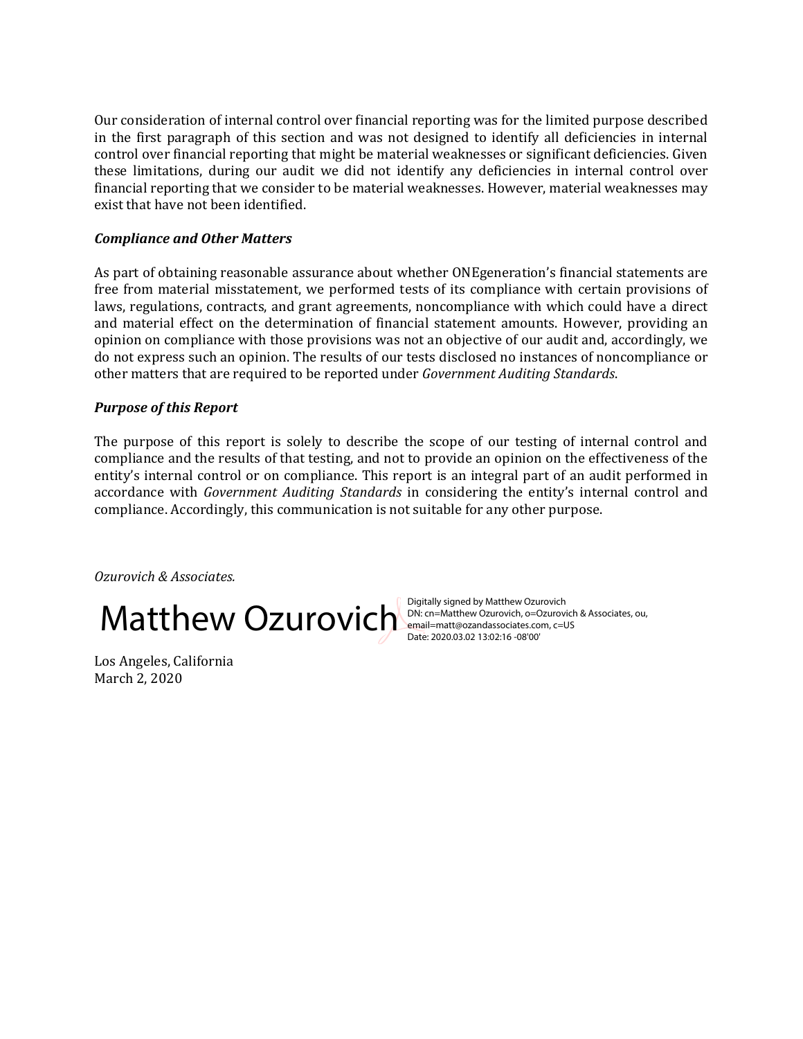Our consideration of internal control over financial reporting was for the limited purpose described in the first paragraph of this section and was not designed to identify all deficiencies in internal control over financial reporting that might be material weaknesses or significant deficiencies. Given these limitations, during our audit we did not identify any deficiencies in internal control over financial reporting that we consider to be material weaknesses. However, material weaknesses may exist that have not been identified.

***Compliance and Other Matters***

As part of obtaining reasonable assurance about whether ONEgeneration's financial statements are free from material misstatement, we performed tests of its compliance with certain provisions of laws, regulations, contracts, and grant agreements, noncompliance with which could have a direct and material effect on the determination of financial statement amounts. However, providing an opinion on compliance with those provisions was not an objective of our audit and, accordingly, we do not express such an opinion. The results of our tests disclosed no instances of noncompliance or other matters that are required to be reported under *Government Auditing Standards*.

***Purpose of this Report***

The purpose of this report is solely to describe the scope of our testing of internal control and compliance and the results of that testing, and not to provide an opinion on the effectiveness of the entity's internal control or on compliance. This report is an integral part of an audit performed in accordance with *Government Auditing Standards* in considering the entity's internal control and compliance. Accordingly, this communication is not suitable for any other purpose.

*Ozurovich & Associates.*

Matthew Ozurovich

Digitally signed by Matthew Ozurovich
DN: cn=Matthew Ozurovich, o=Ozurovich & Associates, ou, email=matt@ozandassociates.com, c=US
Date: 2020.03.02 13:02:16 -08'00'

Los Angeles, California
March 2, 2020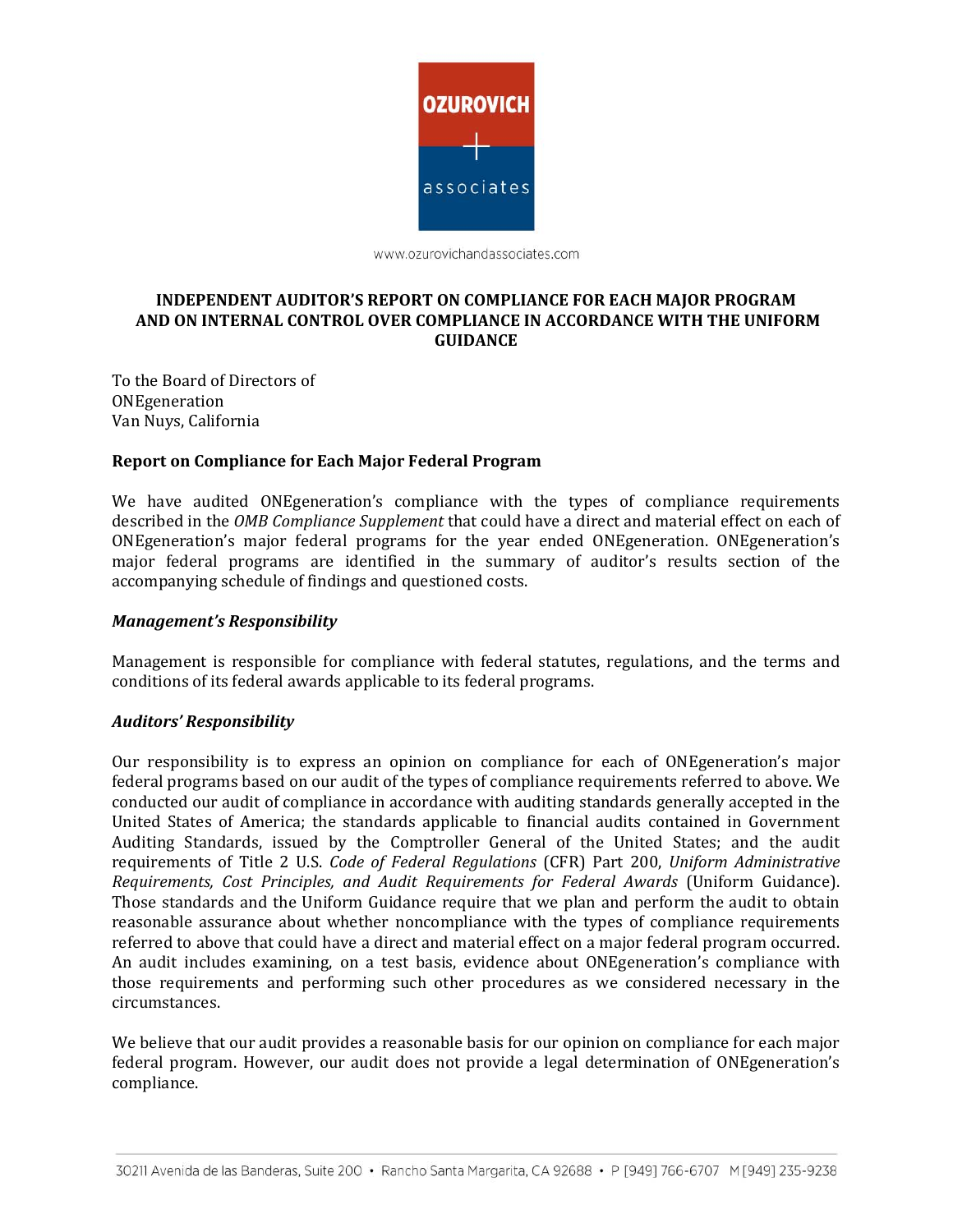OZUROVICH + associates

www.ozurovichandassociates.com

**INDEPENDENT AUDITOR'S REPORT ON COMPLIANCE FOR EACH MAJOR PROGRAM AND ON INTERNAL CONTROL OVER COMPLIANCE IN ACCORDANCE WITH THE UNIFORM GUIDANCE**

To the Board of Directors of
ONEgeneration
Van Nuys, California

**Report on Compliance for Each Major Federal Program**

We have audited ONEgeneration's compliance with the types of compliance requirements described in the *OMB Compliance Supplement* that could have a direct and material effect on each of ONEgeneration's major federal programs for the year ended ONEgeneration. ONEgeneration's major federal programs are identified in the summary of auditor's results section of the accompanying schedule of findings and questioned costs.

***Management's Responsibility***

Management is responsible for compliance with federal statutes, regulations, and the terms and conditions of its federal awards applicable to its federal programs.

***Auditors' Responsibility***

Our responsibility is to express an opinion on compliance for each of ONEgeneration's major federal programs based on our audit of the types of compliance requirements referred to above. We conducted our audit of compliance in accordance with auditing standards generally accepted in the United States of America; the standards applicable to financial audits contained in Government Auditing Standards, issued by the Comptroller General of the United States; and the audit requirements of Title 2 U.S. *Code of Federal Regulations* (CFR) Part 200, *Uniform Administrative Requirements, Cost Principles, and Audit Requirements for Federal Awards* (Uniform Guidance). Those standards and the Uniform Guidance require that we plan and perform the audit to obtain reasonable assurance about whether noncompliance with the types of compliance requirements referred to above that could have a direct and material effect on a major federal program occurred. An audit includes examining, on a test basis, evidence about ONEgeneration's compliance with those requirements and performing such other procedures as we considered necessary in the circumstances.

We believe that our audit provides a reasonable basis for our opinion on compliance for each major federal program. However, our audit does not provide a legal determination of ONEgeneration's compliance.

30211 Avenida de las Banderas, Suite 200 • Rancho Santa Margarita, CA 92688 • P [949] 766-6707 M [949] 235-9238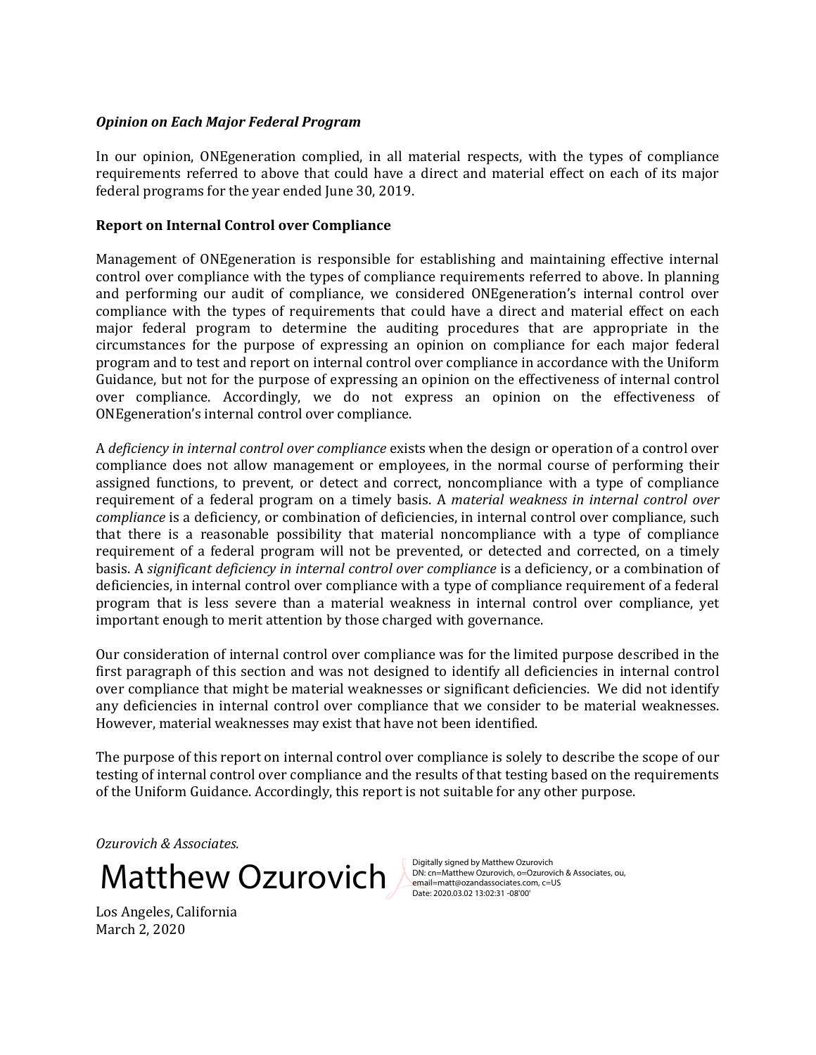***Opinion on Each Major Federal Program***

In our opinion, ONEgeneration complied, in all material respects, with the types of compliance requirements referred to above that could have a direct and material effect on each of its major federal programs for the year ended June 30, 2019.

**Report on Internal Control over Compliance**

Management of ONEgeneration is responsible for establishing and maintaining effective internal control over compliance with the types of compliance requirements referred to above. In planning and performing our audit of compliance, we considered ONEgeneration's internal control over compliance with the types of requirements that could have a direct and material effect on each major federal program to determine the auditing procedures that are appropriate in the circumstances for the purpose of expressing an opinion on compliance for each major federal program and to test and report on internal control over compliance in accordance with the Uniform Guidance, but not for the purpose of expressing an opinion on the effectiveness of internal control over compliance. Accordingly, we do not express an opinion on the effectiveness of ONEgeneration's internal control over compliance.

A *deficiency in internal control over compliance* exists when the design or operation of a control over compliance does not allow management or employees, in the normal course of performing their assigned functions, to prevent, or detect and correct, noncompliance with a type of compliance requirement of a federal program on a timely basis. A *material weakness in internal control over compliance* is a deficiency, or combination of deficiencies, in internal control over compliance, such that there is a reasonable possibility that material noncompliance with a type of compliance requirement of a federal program will not be prevented, or detected and corrected, on a timely basis. A *significant deficiency in internal control over compliance* is a deficiency, or a combination of deficiencies, in internal control over compliance with a type of compliance requirement of a federal program that is less severe than a material weakness in internal control over compliance, yet important enough to merit attention by those charged with governance.

Our consideration of internal control over compliance was for the limited purpose described in the first paragraph of this section and was not designed to identify all deficiencies in internal control over compliance that might be material weaknesses or significant deficiencies. We did not identify any deficiencies in internal control over compliance that we consider to be material weaknesses. However, material weaknesses may exist that have not been identified.

The purpose of this report on internal control over compliance is solely to describe the scope of our testing of internal control over compliance and the results of that testing based on the requirements of the Uniform Guidance. Accordingly, this report is not suitable for any other purpose.

*Ozurovich & Associates.*

Matthew Ozurovich

Digitally signed by Matthew Ozurovich
DN: cn=Matthew Ozurovich, o=Ozurovich & Associates, ou, email=matt@ozandassociates.com, c=US
Date: 2020.03.02 13:02:31 -08'00'

Los Angeles, California
March 2, 2020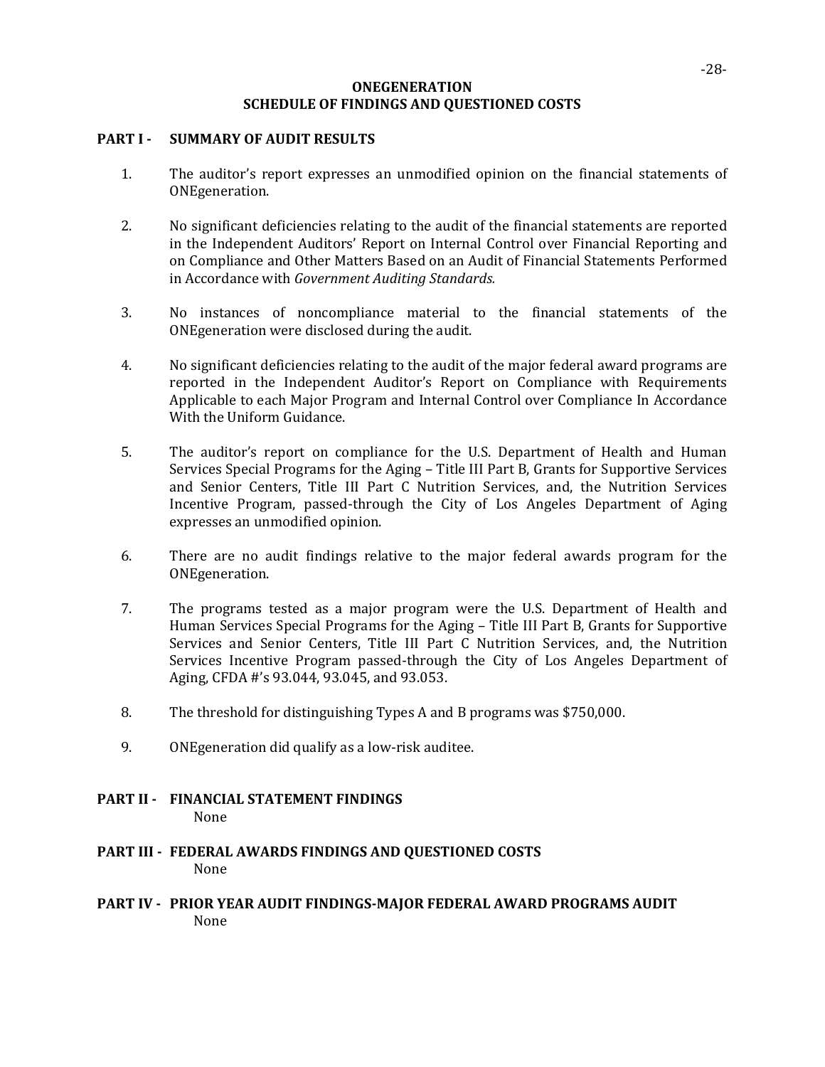# ONEGENERATION
## SCHEDULE OF FINDINGS AND QUESTIONED COSTS

### PART I - SUMMARY OF AUDIT RESULTS

1. The auditor's report expresses an unmodified opinion on the financial statements of ONEgeneration.

2. No significant deficiencies relating to the audit of the financial statements are reported in the Independent Auditors' Report on Internal Control over Financial Reporting and on Compliance and Other Matters Based on an Audit of Financial Statements Performed in Accordance with *Government Auditing Standards.*

3. No instances of noncompliance material to the financial statements of the ONEgeneration were disclosed during the audit.

4. No significant deficiencies relating to the audit of the major federal award programs are reported in the Independent Auditor's Report on Compliance with Requirements Applicable to each Major Program and Internal Control over Compliance In Accordance With the Uniform Guidance.

5. The auditor's report on compliance for the U.S. Department of Health and Human Services Special Programs for the Aging – Title III Part B, Grants for Supportive Services and Senior Centers, Title III Part C Nutrition Services, and, the Nutrition Services Incentive Program, passed-through the City of Los Angeles Department of Aging expresses an unmodified opinion.

6. There are no audit findings relative to the major federal awards program for the ONEgeneration.

7. The programs tested as a major program were the U.S. Department of Health and Human Services Special Programs for the Aging – Title III Part B, Grants for Supportive Services and Senior Centers, Title III Part C Nutrition Services, and, the Nutrition Services Incentive Program passed-through the City of Los Angeles Department of Aging, CFDA #'s 93.044, 93.045, and 93.053.

8. The threshold for distinguishing Types A and B programs was $750,000.

9. ONEgeneration did qualify as a low-risk auditee.

### PART II - FINANCIAL STATEMENT FINDINGS

None

### PART III - FEDERAL AWARDS FINDINGS AND QUESTIONED COSTS

None

### PART IV - PRIOR YEAR AUDIT FINDINGS-MAJOR FEDERAL AWARD PROGRAMS AUDIT

None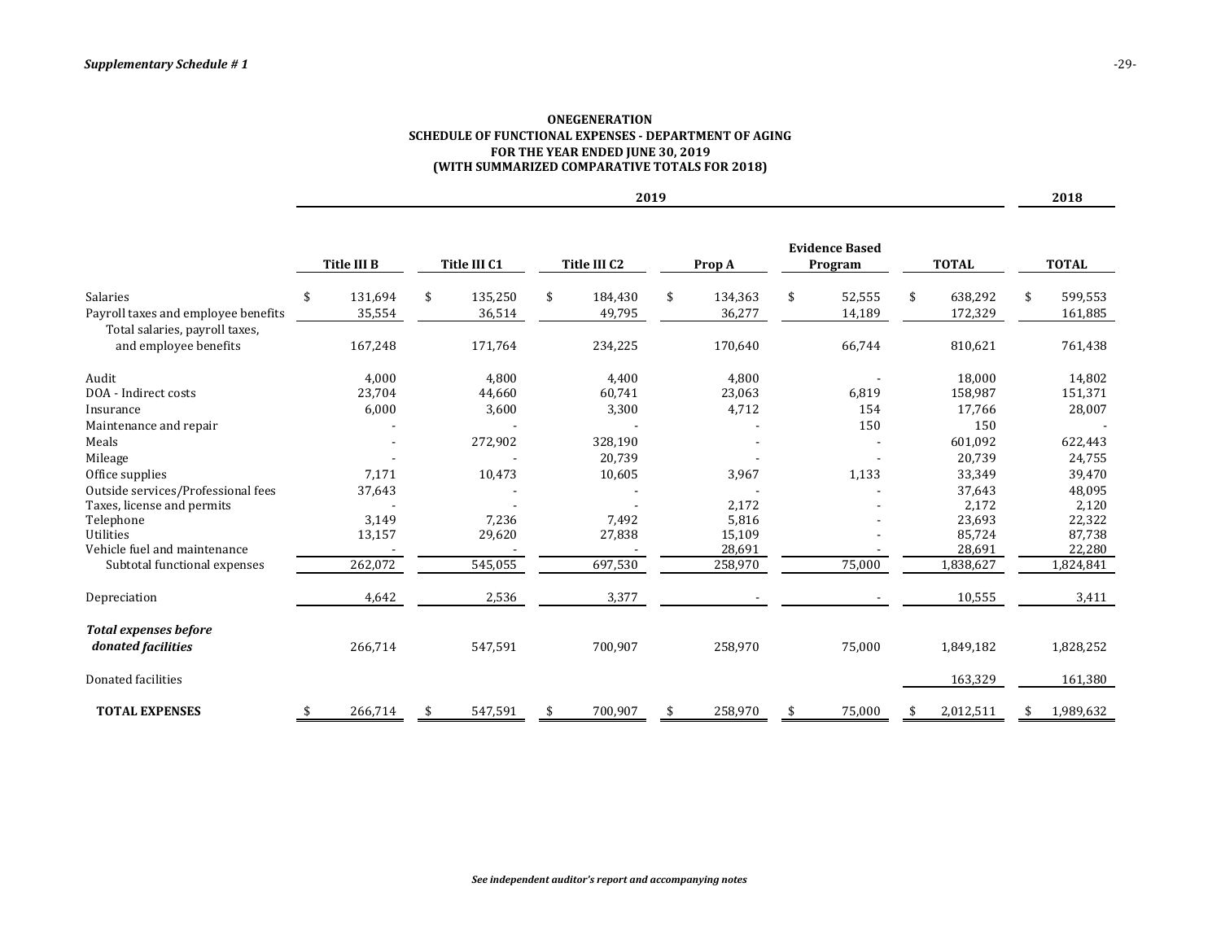*Supplementary Schedule # 1*

**ONEGENERATION**
**SCHEDULE OF FUNCTIONAL EXPENSES - DEPARTMENT OF AGING**
**FOR THE YEAR ENDED JUNE 30, 2019**
**(WITH SUMMARIZED COMPARATIVE TOTALS FOR 2018)**

| | 2019 | | | | | | 2018 |
|---|---|---|---|---|---|---|---|
| | **Title III B** | **Title III C1** | **Title III C2** | **Prop A** | **Evidence Based Program** | **TOTAL** | **TOTAL** |
| Salaries | $ 131,694 | $ 135,250 | $ 184,430 | $ 134,363 | $ 52,555 | $ 638,292 | $ 599,553 |
| Payroll taxes and employee benefits | 35,554 | 36,514 | 49,795 | 36,277 | 14,189 | 172,329 | 161,885 |
| Total salaries, payroll taxes, and employee benefits | 167,248 | 171,764 | 234,225 | 170,640 | 66,744 | 810,621 | 761,438 |
| Audit | 4,000 | 4,800 | 4,400 | 4,800 | - | 18,000 | 14,802 |
| DOA - Indirect costs | 23,704 | 44,660 | 60,741 | 23,063 | 6,819 | 158,987 | 151,371 |
| Insurance | 6,000 | 3,600 | 3,300 | 4,712 | 154 | 17,766 | 28,007 |
| Maintenance and repair | - | - | - | - | 150 | 150 | - |
| Meals | - | 272,902 | 328,190 | - | - | 601,092 | 622,443 |
| Mileage | - | - | 20,739 | - | - | 20,739 | 24,755 |
| Office supplies | 7,171 | 10,473 | 10,605 | 3,967 | 1,133 | 33,349 | 39,470 |
| Outside services/Professional fees | 37,643 | - | - | - | - | 37,643 | 48,095 |
| Taxes, license and permits | - | - | - | 2,172 | - | 2,172 | 2,120 |
| Telephone | 3,149 | 7,236 | 7,492 | 5,816 | - | 23,693 | 22,322 |
| Utilities | 13,157 | 29,620 | 27,838 | 15,109 | - | 85,724 | 87,738 |
| Vehicle fuel and maintenance | - | - | - | 28,691 | - | 28,691 | 22,280 |
| Subtotal functional expenses | 262,072 | 545,055 | 697,530 | 258,970 | 75,000 | 1,838,627 | 1,824,841 |
| Depreciation | 4,642 | 2,536 | 3,377 | - | - | 10,555 | 3,411 |
| ***Total expenses before donated facilities*** | 266,714 | 547,591 | 700,907 | 258,970 | 75,000 | 1,849,182 | 1,828,252 |
| Donated facilities | | | | | | 163,329 | 161,380 |
| **TOTAL EXPENSES** | $ 266,714 | $ 547,591 | $ 700,907 | $ 258,970 | $ 75,000 | $ 2,012,511 | $ 1,989,632 |

***See independent auditor's report and accompanying notes***